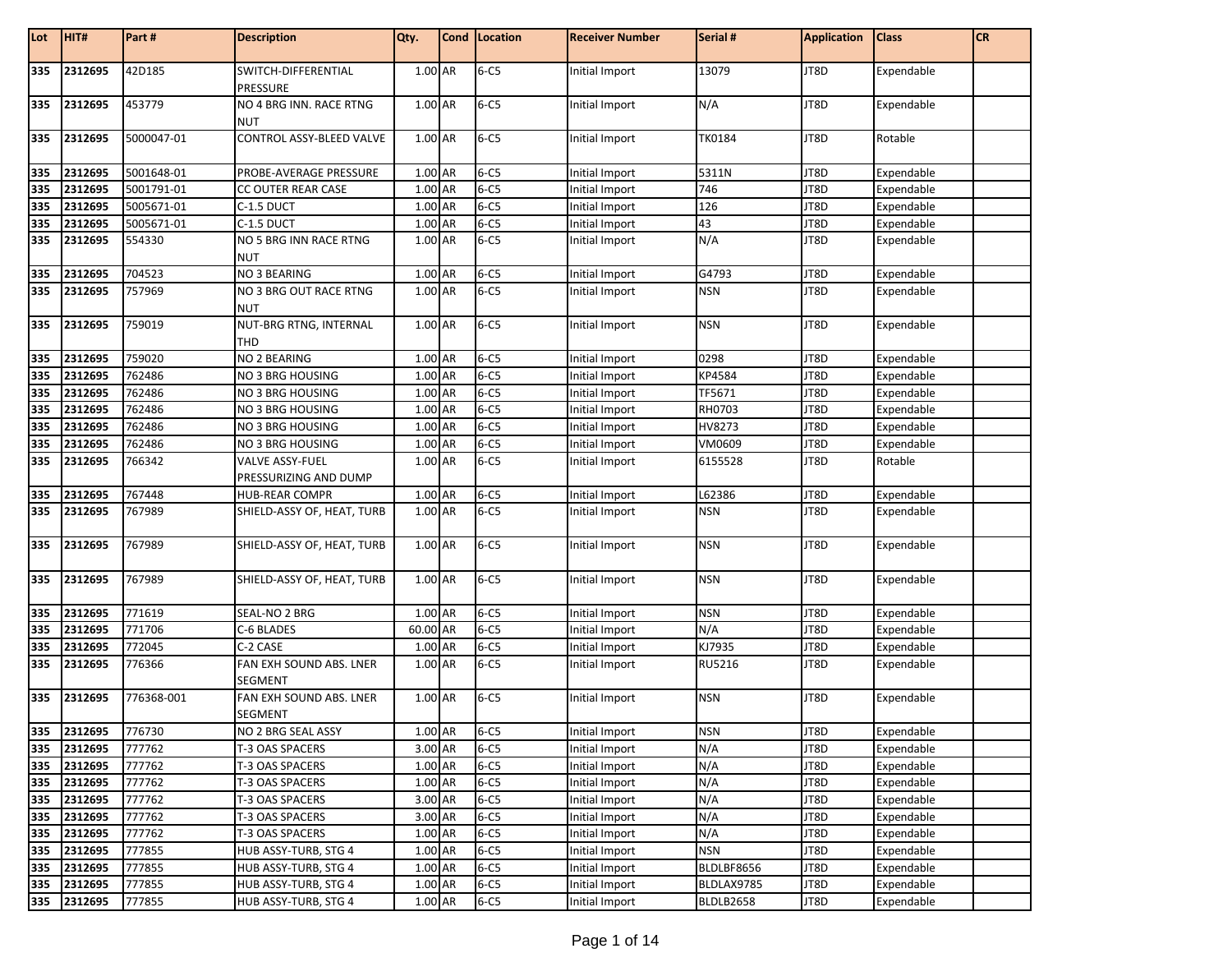| Lot | HIT# | Part # | Description | Qty. | Cond | Location | Receiver Number | Serial # | Application | Class | CR |
|---|---|---|---|---|---|---|---|---|---|---|---|
| 335 | 2312695 | 42D185 | SWITCH-DIFFERENTIAL PRESSURE | 1.00 | AR | 6-C5 | Initial Import | 13079 | JT8D | Expendable | |
| 335 | 2312695 | 453779 | NO 4 BRG INN. RACE RTNG NUT | 1.00 | AR | 6-C5 | Initial Import | N/A | JT8D | Expendable | |
| 335 | 2312695 | 5000047-01 | CONTROL ASSY-BLEED VALVE | 1.00 | AR | 6-C5 | Initial Import | TK0184 | JT8D | Rotable | |
| 335 | 2312695 | 5001648-01 | PROBE-AVERAGE PRESSURE | 1.00 | AR | 6-C5 | Initial Import | 5311N | JT8D | Expendable | |
| 335 | 2312695 | 5001791-01 | CC OUTER REAR CASE | 1.00 | AR | 6-C5 | Initial Import | 746 | JT8D | Expendable | |
| 335 | 2312695 | 5005671-01 | C-1.5 DUCT | 1.00 | AR | 6-C5 | Initial Import | 126 | JT8D | Expendable | |
| 335 | 2312695 | 5005671-01 | C-1.5 DUCT | 1.00 | AR | 6-C5 | Initial Import | 43 | JT8D | Expendable | |
| 335 | 2312695 | 554330 | NO 5 BRG INN RACE RTNG NUT | 1.00 | AR | 6-C5 | Initial Import | N/A | JT8D | Expendable | |
| 335 | 2312695 | 704523 | NO 3 BEARING | 1.00 | AR | 6-C5 | Initial Import | G4793 | JT8D | Expendable | |
| 335 | 2312695 | 757969 | NO 3 BRG OUT RACE RTNG NUT | 1.00 | AR | 6-C5 | Initial Import | NSN | JT8D | Expendable | |
| 335 | 2312695 | 759019 | NUT-BRG RTNG, INTERNAL THD | 1.00 | AR | 6-C5 | Initial Import | NSN | JT8D | Expendable | |
| 335 | 2312695 | 759020 | NO 2 BEARING | 1.00 | AR | 6-C5 | Initial Import | 0298 | JT8D | Expendable | |
| 335 | 2312695 | 762486 | NO 3 BRG HOUSING | 1.00 | AR | 6-C5 | Initial Import | KP4584 | JT8D | Expendable | |
| 335 | 2312695 | 762486 | NO 3 BRG HOUSING | 1.00 | AR | 6-C5 | Initial Import | TF5671 | JT8D | Expendable | |
| 335 | 2312695 | 762486 | NO 3 BRG HOUSING | 1.00 | AR | 6-C5 | Initial Import | RH0703 | JT8D | Expendable | |
| 335 | 2312695 | 762486 | NO 3 BRG HOUSING | 1.00 | AR | 6-C5 | Initial Import | HV8273 | JT8D | Expendable | |
| 335 | 2312695 | 762486 | NO 3 BRG HOUSING | 1.00 | AR | 6-C5 | Initial Import | VM0609 | JT8D | Expendable | |
| 335 | 2312695 | 766342 | VALVE ASSY-FUEL PRESSURIZING AND DUMP | 1.00 | AR | 6-C5 | Initial Import | 6155528 | JT8D | Rotable | |
| 335 | 2312695 | 767448 | HUB-REAR COMPR | 1.00 | AR | 6-C5 | Initial Import | L62386 | JT8D | Expendable | |
| 335 | 2312695 | 767989 | SHIELD-ASSY OF, HEAT, TURB | 1.00 | AR | 6-C5 | Initial Import | NSN | JT8D | Expendable | |
| 335 | 2312695 | 767989 | SHIELD-ASSY OF, HEAT, TURB | 1.00 | AR | 6-C5 | Initial Import | NSN | JT8D | Expendable | |
| 335 | 2312695 | 767989 | SHIELD-ASSY OF, HEAT, TURB | 1.00 | AR | 6-C5 | Initial Import | NSN | JT8D | Expendable | |
| 335 | 2312695 | 771619 | SEAL-NO 2 BRG | 1.00 | AR | 6-C5 | Initial Import | NSN | JT8D | Expendable | |
| 335 | 2312695 | 771706 | C-6 BLADES | 60.00 | AR | 6-C5 | Initial Import | N/A | JT8D | Expendable | |
| 335 | 2312695 | 772045 | C-2 CASE | 1.00 | AR | 6-C5 | Initial Import | KJ7935 | JT8D | Expendable | |
| 335 | 2312695 | 776366 | FAN EXH SOUND ABS. LNER SEGMENT | 1.00 | AR | 6-C5 | Initial Import | RU5216 | JT8D | Expendable | |
| 335 | 2312695 | 776368-001 | FAN EXH SOUND ABS. LNER SEGMENT | 1.00 | AR | 6-C5 | Initial Import | NSN | JT8D | Expendable | |
| 335 | 2312695 | 776730 | NO 2 BRG SEAL ASSY | 1.00 | AR | 6-C5 | Initial Import | NSN | JT8D | Expendable | |
| 335 | 2312695 | 777762 | T-3 OAS SPACERS | 3.00 | AR | 6-C5 | Initial Import | N/A | JT8D | Expendable | |
| 335 | 2312695 | 777762 | T-3 OAS SPACERS | 1.00 | AR | 6-C5 | Initial Import | N/A | JT8D | Expendable | |
| 335 | 2312695 | 777762 | T-3 OAS SPACERS | 1.00 | AR | 6-C5 | Initial Import | N/A | JT8D | Expendable | |
| 335 | 2312695 | 777762 | T-3 OAS SPACERS | 3.00 | AR | 6-C5 | Initial Import | N/A | JT8D | Expendable | |
| 335 | 2312695 | 777762 | T-3 OAS SPACERS | 3.00 | AR | 6-C5 | Initial Import | N/A | JT8D | Expendable | |
| 335 | 2312695 | 777762 | T-3 OAS SPACERS | 1.00 | AR | 6-C5 | Initial Import | N/A | JT8D | Expendable | |
| 335 | 2312695 | 777855 | HUB ASSY-TURB, STG 4 | 1.00 | AR | 6-C5 | Initial Import | NSN | JT8D | Expendable | |
| 335 | 2312695 | 777855 | HUB ASSY-TURB, STG 4 | 1.00 | AR | 6-C5 | Initial Import | BLDLBF8656 | JT8D | Expendable | |
| 335 | 2312695 | 777855 | HUB ASSY-TURB, STG 4 | 1.00 | AR | 6-C5 | Initial Import | BLDLAX9785 | JT8D | Expendable | |
| 335 | 2312695 | 777855 | HUB ASSY-TURB, STG 4 | 1.00 | AR | 6-C5 | Initial Import | BLDLB2658 | JT8D | Expendable | |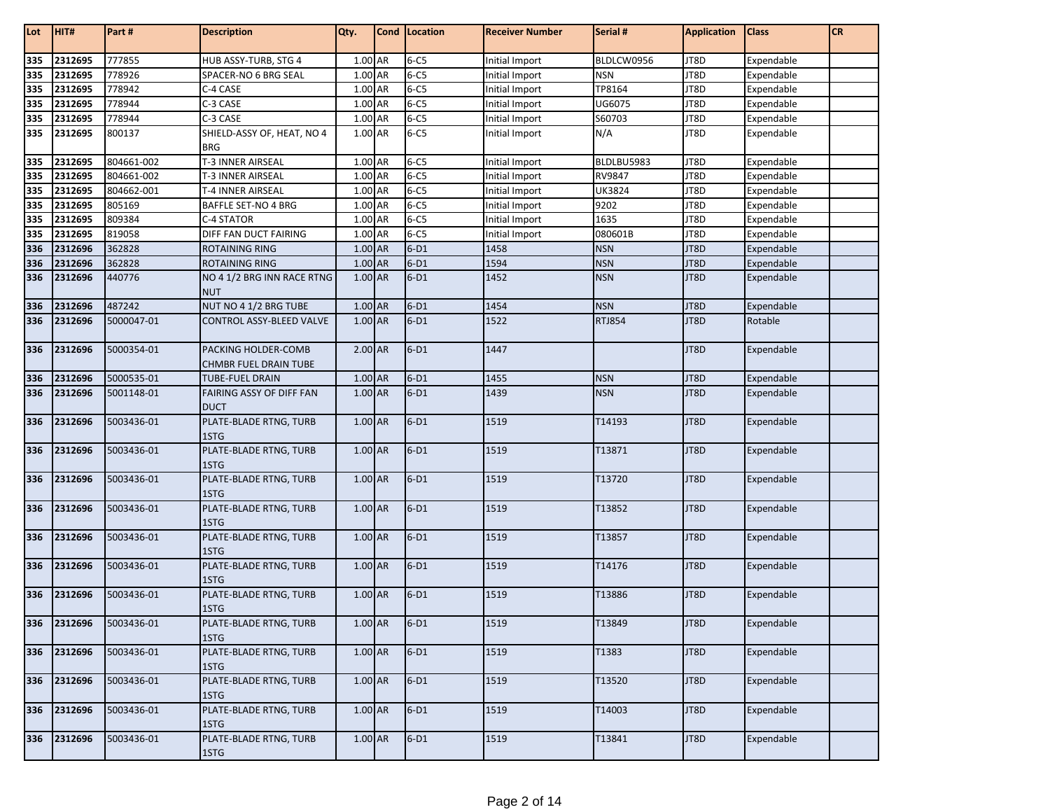| Lot | HIT# | Part # | Description | Qty. | Cond | Location | Receiver Number | Serial # | Application | Class | CR |
|---|---|---|---|---|---|---|---|---|---|---|---|
| 335 | 2312695 | 777855 | HUB ASSY-TURB, STG 4 | 1.00 | AR | 6-C5 | Initial Import | BLDLCW0956 | JT8D | Expendable | |
| 335 | 2312695 | 778926 | SPACER-NO 6 BRG SEAL | 1.00 | AR | 6-C5 | Initial Import | NSN | JT8D | Expendable | |
| 335 | 2312695 | 778942 | C-4 CASE | 1.00 | AR | 6-C5 | Initial Import | TP8164 | JT8D | Expendable | |
| 335 | 2312695 | 778944 | C-3 CASE | 1.00 | AR | 6-C5 | Initial Import | UG6075 | JT8D | Expendable | |
| 335 | 2312695 | 778944 | C-3 CASE | 1.00 | AR | 6-C5 | Initial Import | S60703 | JT8D | Expendable | |
| 335 | 2312695 | 800137 | SHIELD-ASSY OF, HEAT, NO 4 BRG | 1.00 | AR | 6-C5 | Initial Import | N/A | JT8D | Expendable | |
| 335 | 2312695 | 804661-002 | T-3 INNER AIRSEAL | 1.00 | AR | 6-C5 | Initial Import | BLDLBU5983 | JT8D | Expendable | |
| 335 | 2312695 | 804661-002 | T-3 INNER AIRSEAL | 1.00 | AR | 6-C5 | Initial Import | RV9847 | JT8D | Expendable | |
| 335 | 2312695 | 804662-001 | T-4 INNER AIRSEAL | 1.00 | AR | 6-C5 | Initial Import | UK3824 | JT8D | Expendable | |
| 335 | 2312695 | 805169 | BAFFLE SET-NO 4 BRG | 1.00 | AR | 6-C5 | Initial Import | 9202 | JT8D | Expendable | |
| 335 | 2312695 | 809384 | C-4 STATOR | 1.00 | AR | 6-C5 | Initial Import | 1635 | JT8D | Expendable | |
| 335 | 2312695 | 819058 | DIFF FAN DUCT FAIRING | 1.00 | AR | 6-C5 | Initial Import | 080601B | JT8D | Expendable | |
| 336 | 2312696 | 362828 | ROTAINING RING | 1.00 | AR | 6-D1 | 1458 | NSN | JT8D | Expendable | |
| 336 | 2312696 | 362828 | ROTAINING RING | 1.00 | AR | 6-D1 | 1594 | NSN | JT8D | Expendable | |
| 336 | 2312696 | 440776 | NO 4 1/2 BRG INN RACE RTNG NUT | 1.00 | AR | 6-D1 | 1452 | NSN | JT8D | Expendable | |
| 336 | 2312696 | 487242 | NUT NO 4 1/2 BRG TUBE | 1.00 | AR | 6-D1 | 1454 | NSN | JT8D | Expendable | |
| 336 | 2312696 | 5000047-01 | CONTROL ASSY-BLEED VALVE | 1.00 | AR | 6-D1 | 1522 | RTJ854 | JT8D | Rotable | |
| 336 | 2312696 | 5000354-01 | PACKING HOLDER-COMB CHMBR FUEL DRAIN TUBE | 2.00 | AR | 6-D1 | 1447 | | JT8D | Expendable | |
| 336 | 2312696 | 5000535-01 | TUBE-FUEL DRAIN | 1.00 | AR | 6-D1 | 1455 | NSN | JT8D | Expendable | |
| 336 | 2312696 | 5001148-01 | FAIRING ASSY OF DIFF FAN DUCT | 1.00 | AR | 6-D1 | 1439 | NSN | JT8D | Expendable | |
| 336 | 2312696 | 5003436-01 | PLATE-BLADE RTNG, TURB 1STG | 1.00 | AR | 6-D1 | 1519 | T14193 | JT8D | Expendable | |
| 336 | 2312696 | 5003436-01 | PLATE-BLADE RTNG, TURB 1STG | 1.00 | AR | 6-D1 | 1519 | T13871 | JT8D | Expendable | |
| 336 | 2312696 | 5003436-01 | PLATE-BLADE RTNG, TURB 1STG | 1.00 | AR | 6-D1 | 1519 | T13720 | JT8D | Expendable | |
| 336 | 2312696 | 5003436-01 | PLATE-BLADE RTNG, TURB 1STG | 1.00 | AR | 6-D1 | 1519 | T13852 | JT8D | Expendable | |
| 336 | 2312696 | 5003436-01 | PLATE-BLADE RTNG, TURB 1STG | 1.00 | AR | 6-D1 | 1519 | T13857 | JT8D | Expendable | |
| 336 | 2312696 | 5003436-01 | PLATE-BLADE RTNG, TURB 1STG | 1.00 | AR | 6-D1 | 1519 | T14176 | JT8D | Expendable | |
| 336 | 2312696 | 5003436-01 | PLATE-BLADE RTNG, TURB 1STG | 1.00 | AR | 6-D1 | 1519 | T13886 | JT8D | Expendable | |
| 336 | 2312696 | 5003436-01 | PLATE-BLADE RTNG, TURB 1STG | 1.00 | AR | 6-D1 | 1519 | T13849 | JT8D | Expendable | |
| 336 | 2312696 | 5003436-01 | PLATE-BLADE RTNG, TURB 1STG | 1.00 | AR | 6-D1 | 1519 | T1383 | JT8D | Expendable | |
| 336 | 2312696 | 5003436-01 | PLATE-BLADE RTNG, TURB 1STG | 1.00 | AR | 6-D1 | 1519 | T13520 | JT8D | Expendable | |
| 336 | 2312696 | 5003436-01 | PLATE-BLADE RTNG, TURB 1STG | 1.00 | AR | 6-D1 | 1519 | T14003 | JT8D | Expendable | |
| 336 | 2312696 | 5003436-01 | PLATE-BLADE RTNG, TURB 1STG | 1.00 | AR | 6-D1 | 1519 | T13841 | JT8D | Expendable | |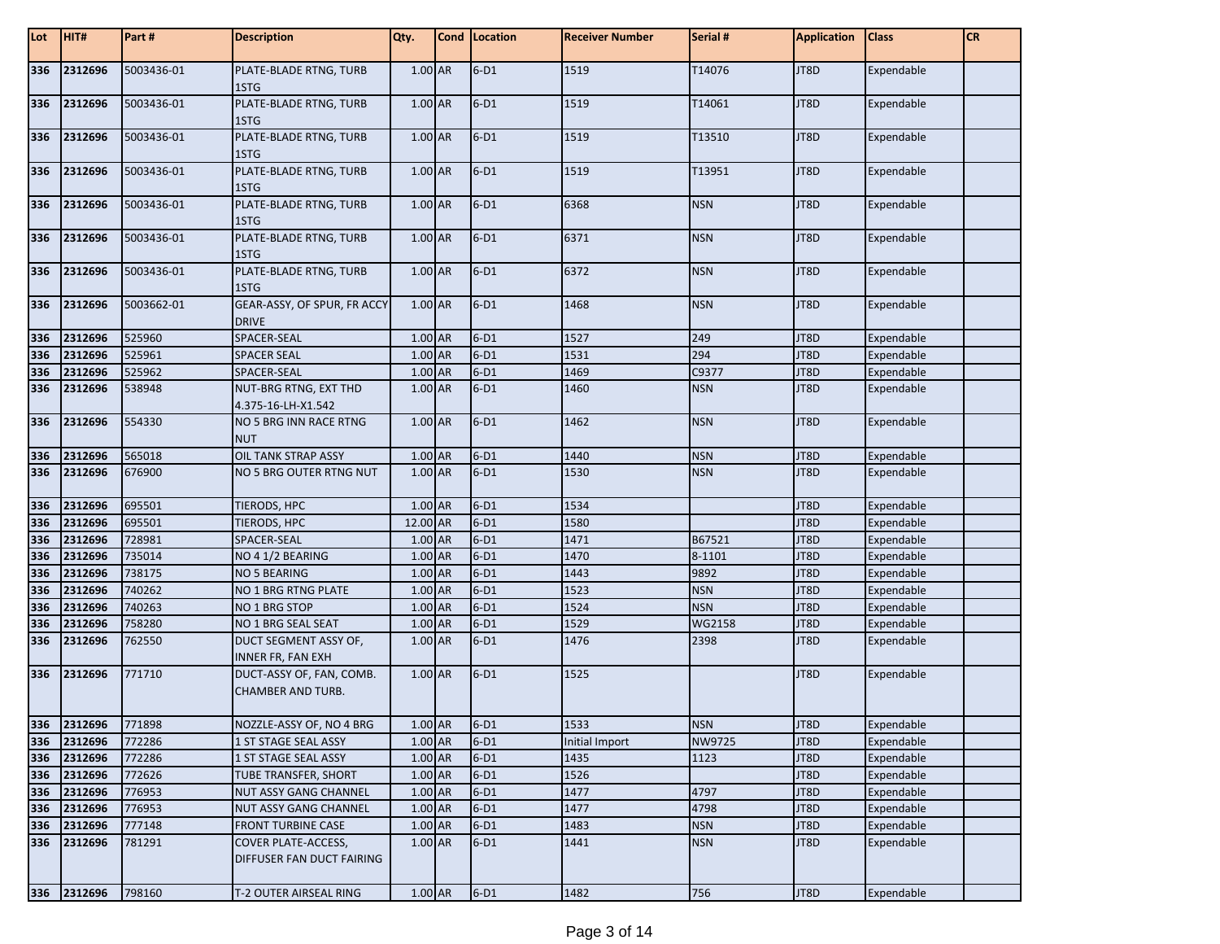| Lot | HIT# | Part # | Description | Qty. | Cond | Location | Receiver Number | Serial # | Application | Class | CR |
|---|---|---|---|---|---|---|---|---|---|---|---|
| 336 | 2312696 | 5003436-01 | PLATE-BLADE RTNG, TURB 1STG | 1.00 | AR | 6-D1 | 1519 | T14076 | JT8D | Expendable | |
| 336 | 2312696 | 5003436-01 | PLATE-BLADE RTNG, TURB 1STG | 1.00 | AR | 6-D1 | 1519 | T14061 | JT8D | Expendable | |
| 336 | 2312696 | 5003436-01 | PLATE-BLADE RTNG, TURB 1STG | 1.00 | AR | 6-D1 | 1519 | T13510 | JT8D | Expendable | |
| 336 | 2312696 | 5003436-01 | PLATE-BLADE RTNG, TURB 1STG | 1.00 | AR | 6-D1 | 1519 | T13951 | JT8D | Expendable | |
| 336 | 2312696 | 5003436-01 | PLATE-BLADE RTNG, TURB 1STG | 1.00 | AR | 6-D1 | 6368 | NSN | JT8D | Expendable | |
| 336 | 2312696 | 5003436-01 | PLATE-BLADE RTNG, TURB 1STG | 1.00 | AR | 6-D1 | 6371 | NSN | JT8D | Expendable | |
| 336 | 2312696 | 5003436-01 | PLATE-BLADE RTNG, TURB 1STG | 1.00 | AR | 6-D1 | 6372 | NSN | JT8D | Expendable | |
| 336 | 2312696 | 5003662-01 | GEAR-ASSY, OF SPUR, FR ACCY DRIVE | 1.00 | AR | 6-D1 | 1468 | NSN | JT8D | Expendable | |
| 336 | 2312696 | 525960 | SPACER-SEAL | 1.00 | AR | 6-D1 | 1527 | 249 | JT8D | Expendable | |
| 336 | 2312696 | 525961 | SPACER SEAL | 1.00 | AR | 6-D1 | 1531 | 294 | JT8D | Expendable | |
| 336 | 2312696 | 525962 | SPACER-SEAL | 1.00 | AR | 6-D1 | 1469 | C9377 | JT8D | Expendable | |
| 336 | 2312696 | 538948 | NUT-BRG RTNG, EXT THD 4.375-16-LH-X1.542 | 1.00 | AR | 6-D1 | 1460 | NSN | JT8D | Expendable | |
| 336 | 2312696 | 554330 | NO 5 BRG INN RACE RTNG NUT | 1.00 | AR | 6-D1 | 1462 | NSN | JT8D | Expendable | |
| 336 | 2312696 | 565018 | OIL TANK STRAP ASSY | 1.00 | AR | 6-D1 | 1440 | NSN | JT8D | Expendable | |
| 336 | 2312696 | 676900 | NO 5 BRG OUTER RTNG NUT | 1.00 | AR | 6-D1 | 1530 | NSN | JT8D | Expendable | |
| 336 | 2312696 | 695501 | TIERODS, HPC | 1.00 | AR | 6-D1 | 1534 | | JT8D | Expendable | |
| 336 | 2312696 | 695501 | TIERODS, HPC | 12.00 | AR | 6-D1 | 1580 | | JT8D | Expendable | |
| 336 | 2312696 | 728981 | SPACER-SEAL | 1.00 | AR | 6-D1 | 1471 | B67521 | JT8D | Expendable | |
| 336 | 2312696 | 735014 | NO 4 1/2 BEARING | 1.00 | AR | 6-D1 | 1470 | 8-1101 | JT8D | Expendable | |
| 336 | 2312696 | 738175 | NO 5 BEARING | 1.00 | AR | 6-D1 | 1443 | 9892 | JT8D | Expendable | |
| 336 | 2312696 | 740262 | NO 1 BRG RTNG PLATE | 1.00 | AR | 6-D1 | 1523 | NSN | JT8D | Expendable | |
| 336 | 2312696 | 740263 | NO 1 BRG STOP | 1.00 | AR | 6-D1 | 1524 | NSN | JT8D | Expendable | |
| 336 | 2312696 | 758280 | NO 1 BRG SEAL SEAT | 1.00 | AR | 6-D1 | 1529 | WG2158 | JT8D | Expendable | |
| 336 | 2312696 | 762550 | DUCT SEGMENT ASSY OF, INNER FR, FAN EXH | 1.00 | AR | 6-D1 | 1476 | 2398 | JT8D | Expendable | |
| 336 | 2312696 | 771710 | DUCT-ASSY OF, FAN, COMB. CHAMBER AND TURB. | 1.00 | AR | 6-D1 | 1525 | | JT8D | Expendable | |
| 336 | 2312696 | 771898 | NOZZLE-ASSY OF, NO 4 BRG | 1.00 | AR | 6-D1 | 1533 | NSN | JT8D | Expendable | |
| 336 | 2312696 | 772286 | 1 ST STAGE SEAL ASSY | 1.00 | AR | 6-D1 | Initial Import | NW9725 | JT8D | Expendable | |
| 336 | 2312696 | 772286 | 1 ST STAGE SEAL ASSY | 1.00 | AR | 6-D1 | 1435 | 1123 | JT8D | Expendable | |
| 336 | 2312696 | 772626 | TUBE TRANSFER, SHORT | 1.00 | AR | 6-D1 | 1526 | | JT8D | Expendable | |
| 336 | 2312696 | 776953 | NUT ASSY GANG CHANNEL | 1.00 | AR | 6-D1 | 1477 | 4797 | JT8D | Expendable | |
| 336 | 2312696 | 776953 | NUT ASSY GANG CHANNEL | 1.00 | AR | 6-D1 | 1477 | 4798 | JT8D | Expendable | |
| 336 | 2312696 | 777148 | FRONT TURBINE CASE | 1.00 | AR | 6-D1 | 1483 | NSN | JT8D | Expendable | |
| 336 | 2312696 | 781291 | COVER PLATE-ACCESS, DIFFUSER FAN DUCT FAIRING | 1.00 | AR | 6-D1 | 1441 | NSN | JT8D | Expendable | |
| 336 | 2312696 | 798160 | T-2 OUTER AIRSEAL RING | 1.00 | AR | 6-D1 | 1482 | 756 | JT8D | Expendable | |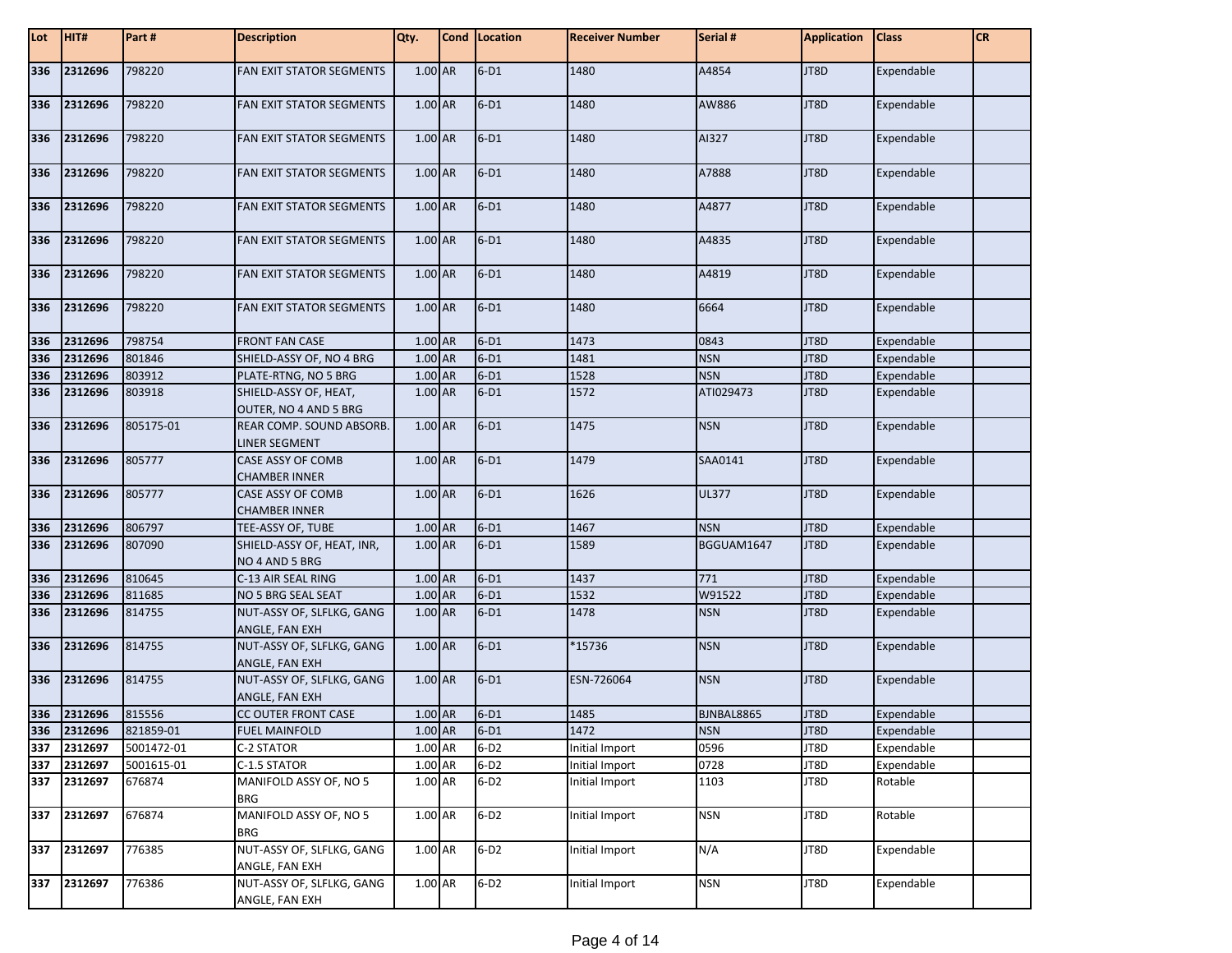| Lot | HIT# | Part # | Description | Qty. | Cond | Location | Receiver Number | Serial # | Application | Class | CR |
|---|---|---|---|---|---|---|---|---|---|---|---|
| 336 | 2312696 | 798220 | FAN EXIT STATOR SEGMENTS | 1.00 | AR | 6-D1 | 1480 | A4854 | JT8D | Expendable | |
| 336 | 2312696 | 798220 | FAN EXIT STATOR SEGMENTS | 1.00 | AR | 6-D1 | 1480 | AW886 | JT8D | Expendable | |
| 336 | 2312696 | 798220 | FAN EXIT STATOR SEGMENTS | 1.00 | AR | 6-D1 | 1480 | AI327 | JT8D | Expendable | |
| 336 | 2312696 | 798220 | FAN EXIT STATOR SEGMENTS | 1.00 | AR | 6-D1 | 1480 | A7888 | JT8D | Expendable | |
| 336 | 2312696 | 798220 | FAN EXIT STATOR SEGMENTS | 1.00 | AR | 6-D1 | 1480 | A4877 | JT8D | Expendable | |
| 336 | 2312696 | 798220 | FAN EXIT STATOR SEGMENTS | 1.00 | AR | 6-D1 | 1480 | A4835 | JT8D | Expendable | |
| 336 | 2312696 | 798220 | FAN EXIT STATOR SEGMENTS | 1.00 | AR | 6-D1 | 1480 | A4819 | JT8D | Expendable | |
| 336 | 2312696 | 798220 | FAN EXIT STATOR SEGMENTS | 1.00 | AR | 6-D1 | 1480 | 6664 | JT8D | Expendable | |
| 336 | 2312696 | 798754 | FRONT FAN CASE | 1.00 | AR | 6-D1 | 1473 | 0843 | JT8D | Expendable | |
| 336 | 2312696 | 801846 | SHIELD-ASSY OF, NO 4 BRG | 1.00 | AR | 6-D1 | 1481 | NSN | JT8D | Expendable | |
| 336 | 2312696 | 803912 | PLATE-RTNG, NO 5 BRG | 1.00 | AR | 6-D1 | 1528 | NSN | JT8D | Expendable | |
| 336 | 2312696 | 803918 | SHIELD-ASSY OF, HEAT, OUTER, NO 4 AND 5 BRG | 1.00 | AR | 6-D1 | 1572 | ATI029473 | JT8D | Expendable | |
| 336 | 2312696 | 805175-01 | REAR COMP. SOUND ABSORB. LINER SEGMENT | 1.00 | AR | 6-D1 | 1475 | NSN | JT8D | Expendable | |
| 336 | 2312696 | 805777 | CASE ASSY OF COMB CHAMBER INNER | 1.00 | AR | 6-D1 | 1479 | SAA0141 | JT8D | Expendable | |
| 336 | 2312696 | 805777 | CASE ASSY OF COMB CHAMBER INNER | 1.00 | AR | 6-D1 | 1626 | UL377 | JT8D | Expendable | |
| 336 | 2312696 | 806797 | TEE-ASSY OF, TUBE | 1.00 | AR | 6-D1 | 1467 | NSN | JT8D | Expendable | |
| 336 | 2312696 | 807090 | SHIELD-ASSY OF, HEAT, INR, NO 4 AND 5 BRG | 1.00 | AR | 6-D1 | 1589 | BGGUAM1647 | JT8D | Expendable | |
| 336 | 2312696 | 810645 | C-13 AIR SEAL RING | 1.00 | AR | 6-D1 | 1437 | 771 | JT8D | Expendable | |
| 336 | 2312696 | 811685 | NO 5 BRG SEAL SEAT | 1.00 | AR | 6-D1 | 1532 | W91522 | JT8D | Expendable | |
| 336 | 2312696 | 814755 | NUT-ASSY OF, SLFLKG, GANG ANGLE, FAN EXH | 1.00 | AR | 6-D1 | 1478 | NSN | JT8D | Expendable | |
| 336 | 2312696 | 814755 | NUT-ASSY OF, SLFLKG, GANG ANGLE, FAN EXH | 1.00 | AR | 6-D1 | *15736 | NSN | JT8D | Expendable | |
| 336 | 2312696 | 814755 | NUT-ASSY OF, SLFLKG, GANG ANGLE, FAN EXH | 1.00 | AR | 6-D1 | ESN-726064 | NSN | JT8D | Expendable | |
| 336 | 2312696 | 815556 | CC OUTER FRONT CASE | 1.00 | AR | 6-D1 | 1485 | BJNBAL8865 | JT8D | Expendable | |
| 336 | 2312696 | 821859-01 | FUEL MAINFOLD | 1.00 | AR | 6-D1 | 1472 | NSN | JT8D | Expendable | |
| 337 | 2312697 | 5001472-01 | C-2 STATOR | 1.00 | AR | 6-D2 | Initial Import | 0596 | JT8D | Expendable | |
| 337 | 2312697 | 5001615-01 | C-1.5 STATOR | 1.00 | AR | 6-D2 | Initial Import | 0728 | JT8D | Expendable | |
| 337 | 2312697 | 676874 | MANIFOLD ASSY OF, NO 5 BRG | 1.00 | AR | 6-D2 | Initial Import | 1103 | JT8D | Rotable | |
| 337 | 2312697 | 676874 | MANIFOLD ASSY OF, NO 5 BRG | 1.00 | AR | 6-D2 | Initial Import | NSN | JT8D | Rotable | |
| 337 | 2312697 | 776385 | NUT-ASSY OF, SLFLKG, GANG ANGLE, FAN EXH | 1.00 | AR | 6-D2 | Initial Import | N/A | JT8D | Expendable | |
| 337 | 2312697 | 776386 | NUT-ASSY OF, SLFLKG, GANG ANGLE, FAN EXH | 1.00 | AR | 6-D2 | Initial Import | NSN | JT8D | Expendable | |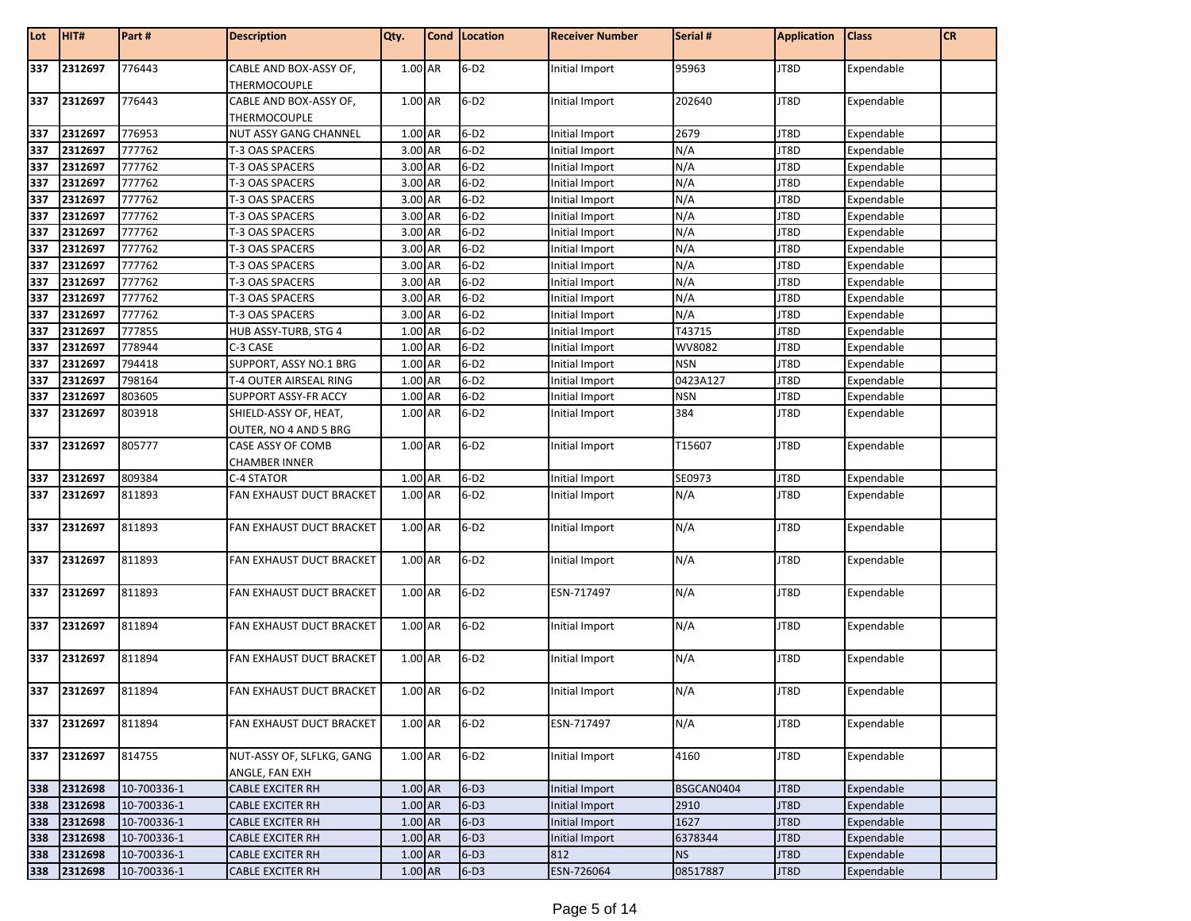| Lot | HIT# | Part # | Description | Qty. | Cond | Location | Receiver Number | Serial # | Application | Class | CR |
|---|---|---|---|---|---|---|---|---|---|---|---|
| 337 | 2312697 | 776443 | CABLE AND BOX-ASSY OF, THERMOCOUPLE | 1.00 | AR | 6-D2 | Initial Import | 95963 | JT8D | Expendable | |
| 337 | 2312697 | 776443 | CABLE AND BOX-ASSY OF, THERMOCOUPLE | 1.00 | AR | 6-D2 | Initial Import | 202640 | JT8D | Expendable | |
| 337 | 2312697 | 776953 | NUT ASSY GANG CHANNEL | 1.00 | AR | 6-D2 | Initial Import | 2679 | JT8D | Expendable | |
| 337 | 2312697 | 777762 | T-3 OAS SPACERS | 3.00 | AR | 6-D2 | Initial Import | N/A | JT8D | Expendable | |
| 337 | 2312697 | 777762 | T-3 OAS SPACERS | 3.00 | AR | 6-D2 | Initial Import | N/A | JT8D | Expendable | |
| 337 | 2312697 | 777762 | T-3 OAS SPACERS | 3.00 | AR | 6-D2 | Initial Import | N/A | JT8D | Expendable | |
| 337 | 2312697 | 777762 | T-3 OAS SPACERS | 3.00 | AR | 6-D2 | Initial Import | N/A | JT8D | Expendable | |
| 337 | 2312697 | 777762 | T-3 OAS SPACERS | 3.00 | AR | 6-D2 | Initial Import | N/A | JT8D | Expendable | |
| 337 | 2312697 | 777762 | T-3 OAS SPACERS | 3.00 | AR | 6-D2 | Initial Import | N/A | JT8D | Expendable | |
| 337 | 2312697 | 777762 | T-3 OAS SPACERS | 3.00 | AR | 6-D2 | Initial Import | N/A | JT8D | Expendable | |
| 337 | 2312697 | 777762 | T-3 OAS SPACERS | 3.00 | AR | 6-D2 | Initial Import | N/A | JT8D | Expendable | |
| 337 | 2312697 | 777762 | T-3 OAS SPACERS | 3.00 | AR | 6-D2 | Initial Import | N/A | JT8D | Expendable | |
| 337 | 2312697 | 777762 | T-3 OAS SPACERS | 3.00 | AR | 6-D2 | Initial Import | N/A | JT8D | Expendable | |
| 337 | 2312697 | 777762 | T-3 OAS SPACERS | 3.00 | AR | 6-D2 | Initial Import | N/A | JT8D | Expendable | |
| 337 | 2312697 | 777855 | HUB ASSY-TURB, STG 4 | 1.00 | AR | 6-D2 | Initial Import | T43715 | JT8D | Expendable | |
| 337 | 2312697 | 778944 | C-3 CASE | 1.00 | AR | 6-D2 | Initial Import | WV8082 | JT8D | Expendable | |
| 337 | 2312697 | 794418 | SUPPORT, ASSY NO.1 BRG | 1.00 | AR | 6-D2 | Initial Import | NSN | JT8D | Expendable | |
| 337 | 2312697 | 798164 | T-4 OUTER AIRSEAL RING | 1.00 | AR | 6-D2 | Initial Import | 0423A127 | JT8D | Expendable | |
| 337 | 2312697 | 803605 | SUPPORT ASSY-FR ACCY | 1.00 | AR | 6-D2 | Initial Import | NSN | JT8D | Expendable | |
| 337 | 2312697 | 803918 | SHIELD-ASSY OF, HEAT, OUTER, NO 4 AND 5 BRG | 1.00 | AR | 6-D2 | Initial Import | 384 | JT8D | Expendable | |
| 337 | 2312697 | 805777 | CASE ASSY OF COMB CHAMBER INNER | 1.00 | AR | 6-D2 | Initial Import | T15607 | JT8D | Expendable | |
| 337 | 2312697 | 809384 | C-4 STATOR | 1.00 | AR | 6-D2 | Initial Import | SE0973 | JT8D | Expendable | |
| 337 | 2312697 | 811893 | FAN EXHAUST DUCT BRACKET | 1.00 | AR | 6-D2 | Initial Import | N/A | JT8D | Expendable | |
| 337 | 2312697 | 811893 | FAN EXHAUST DUCT BRACKET | 1.00 | AR | 6-D2 | Initial Import | N/A | JT8D | Expendable | |
| 337 | 2312697 | 811893 | FAN EXHAUST DUCT BRACKET | 1.00 | AR | 6-D2 | Initial Import | N/A | JT8D | Expendable | |
| 337 | 2312697 | 811893 | FAN EXHAUST DUCT BRACKET | 1.00 | AR | 6-D2 | ESN-717497 | N/A | JT8D | Expendable | |
| 337 | 2312697 | 811894 | FAN EXHAUST DUCT BRACKET | 1.00 | AR | 6-D2 | Initial Import | N/A | JT8D | Expendable | |
| 337 | 2312697 | 811894 | FAN EXHAUST DUCT BRACKET | 1.00 | AR | 6-D2 | Initial Import | N/A | JT8D | Expendable | |
| 337 | 2312697 | 811894 | FAN EXHAUST DUCT BRACKET | 1.00 | AR | 6-D2 | Initial Import | N/A | JT8D | Expendable | |
| 337 | 2312697 | 811894 | FAN EXHAUST DUCT BRACKET | 1.00 | AR | 6-D2 | ESN-717497 | N/A | JT8D | Expendable | |
| 337 | 2312697 | 814755 | NUT-ASSY OF, SLFLKG, GANG ANGLE, FAN EXH | 1.00 | AR | 6-D2 | Initial Import | 4160 | JT8D | Expendable | |
| 338 | 2312698 | 10-700336-1 | CABLE EXCITER RH | 1.00 | AR | 6-D3 | Initial Import | BSGCAN0404 | JT8D | Expendable | |
| 338 | 2312698 | 10-700336-1 | CABLE EXCITER RH | 1.00 | AR | 6-D3 | Initial Import | 2910 | JT8D | Expendable | |
| 338 | 2312698 | 10-700336-1 | CABLE EXCITER RH | 1.00 | AR | 6-D3 | Initial Import | 1627 | JT8D | Expendable | |
| 338 | 2312698 | 10-700336-1 | CABLE EXCITER RH | 1.00 | AR | 6-D3 | Initial Import | 6378344 | JT8D | Expendable | |
| 338 | 2312698 | 10-700336-1 | CABLE EXCITER RH | 1.00 | AR | 6-D3 | 812 | NS | JT8D | Expendable | |
| 338 | 2312698 | 10-700336-1 | CABLE EXCITER RH | 1.00 | AR | 6-D3 | ESN-726064 | 08517887 | JT8D | Expendable | |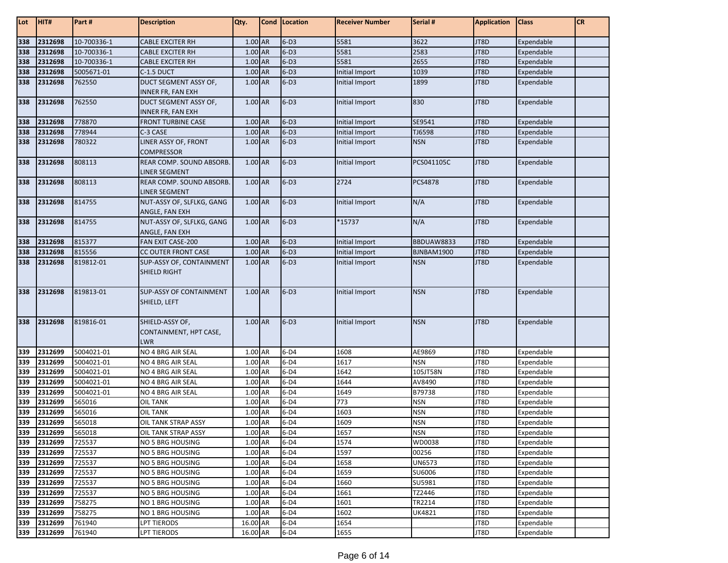| Lot | HIT# | Part # | Description | Qty. | Cond | Location | Receiver Number | Serial # | Application | Class | CR |
|---|---|---|---|---|---|---|---|---|---|---|---|
| 338 | 2312698 | 10-700336-1 | CABLE EXCITER RH | 1.00 | AR | 6-D3 | 5581 | 3622 | JT8D | Expendable | |
| 338 | 2312698 | 10-700336-1 | CABLE EXCITER RH | 1.00 | AR | 6-D3 | 5581 | 2583 | JT8D | Expendable | |
| 338 | 2312698 | 10-700336-1 | CABLE EXCITER RH | 1.00 | AR | 6-D3 | 5581 | 2655 | JT8D | Expendable | |
| 338 | 2312698 | 5005671-01 | C-1.5 DUCT | 1.00 | AR | 6-D3 | Initial Import | 1039 | JT8D | Expendable | |
| 338 | 2312698 | 762550 | DUCT SEGMENT ASSY OF, INNER FR, FAN EXH | 1.00 | AR | 6-D3 | Initial Import | 1899 | JT8D | Expendable | |
| 338 | 2312698 | 762550 | DUCT SEGMENT ASSY OF, INNER FR, FAN EXH | 1.00 | AR | 6-D3 | Initial Import | 830 | JT8D | Expendable | |
| 338 | 2312698 | 778870 | FRONT TURBINE CASE | 1.00 | AR | 6-D3 | Initial Import | SE9541 | JT8D | Expendable | |
| 338 | 2312698 | 778944 | C-3 CASE | 1.00 | AR | 6-D3 | Initial Import | TJ6598 | JT8D | Expendable | |
| 338 | 2312698 | 780322 | LINER ASSY OF, FRONT COMPRESSOR | 1.00 | AR | 6-D3 | Initial Import | NSN | JT8D | Expendable | |
| 338 | 2312698 | 808113 | REAR COMP. SOUND ABSORB. LINER SEGMENT | 1.00 | AR | 6-D3 | Initial Import | PCS041105C | JT8D | Expendable | |
| 338 | 2312698 | 808113 | REAR COMP. SOUND ABSORB. LINER SEGMENT | 1.00 | AR | 6-D3 | 2724 | PCS4878 | JT8D | Expendable | |
| 338 | 2312698 | 814755 | NUT-ASSY OF, SLFLKG, GANG ANGLE, FAN EXH | 1.00 | AR | 6-D3 | Initial Import | N/A | JT8D | Expendable | |
| 338 | 2312698 | 814755 | NUT-ASSY OF, SLFLKG, GANG ANGLE, FAN EXH | 1.00 | AR | 6-D3 | *15737 | N/A | JT8D | Expendable | |
| 338 | 2312698 | 815377 | FAN EXIT CASE-200 | 1.00 | AR | 6-D3 | Initial Import | BBDUAW8833 | JT8D | Expendable | |
| 338 | 2312698 | 815556 | CC OUTER FRONT CASE | 1.00 | AR | 6-D3 | Initial Import | BJNBAM1900 | JT8D | Expendable | |
| 338 | 2312698 | 819812-01 | SUP-ASSY OF, CONTAINMENT SHIELD RIGHT | 1.00 | AR | 6-D3 | Initial Import | NSN | JT8D | Expendable | |
| 338 | 2312698 | 819813-01 | SUP-ASSY OF CONTAINMENT SHIELD, LEFT | 1.00 | AR | 6-D3 | Initial Import | NSN | JT8D | Expendable | |
| 338 | 2312698 | 819816-01 | SHIELD-ASSY OF, CONTAINMENT, HPT CASE, LWR | 1.00 | AR | 6-D3 | Initial Import | NSN | JT8D | Expendable | |
| 339 | 2312699 | 5004021-01 | NO 4 BRG AIR SEAL | 1.00 | AR | 6-D4 | 1608 | AE9869 | JT8D | Expendable | |
| 339 | 2312699 | 5004021-01 | NO 4 BRG AIR SEAL | 1.00 | AR | 6-D4 | 1617 | NSN | JT8D | Expendable | |
| 339 | 2312699 | 5004021-01 | NO 4 BRG AIR SEAL | 1.00 | AR | 6-D4 | 1642 | 105JT58N | JT8D | Expendable | |
| 339 | 2312699 | 5004021-01 | NO 4 BRG AIR SEAL | 1.00 | AR | 6-D4 | 1644 | AV8490 | JT8D | Expendable | |
| 339 | 2312699 | 5004021-01 | NO 4 BRG AIR SEAL | 1.00 | AR | 6-D4 | 1649 | B79738 | JT8D | Expendable | |
| 339 | 2312699 | 565016 | OIL TANK | 1.00 | AR | 6-D4 | 773 | NSN | JT8D | Expendable | |
| 339 | 2312699 | 565016 | OIL TANK | 1.00 | AR | 6-D4 | 1603 | NSN | JT8D | Expendable | |
| 339 | 2312699 | 565018 | OIL TANK STRAP ASSY | 1.00 | AR | 6-D4 | 1609 | NSN | JT8D | Expendable | |
| 339 | 2312699 | 565018 | OIL TANK STRAP ASSY | 1.00 | AR | 6-D4 | 1657 | NSN | JT8D | Expendable | |
| 339 | 2312699 | 725537 | NO 5 BRG HOUSING | 1.00 | AR | 6-D4 | 1574 | WD0038 | JT8D | Expendable | |
| 339 | 2312699 | 725537 | NO 5 BRG HOUSING | 1.00 | AR | 6-D4 | 1597 | 00256 | JT8D | Expendable | |
| 339 | 2312699 | 725537 | NO 5 BRG HOUSING | 1.00 | AR | 6-D4 | 1658 | UN6573 | JT8D | Expendable | |
| 339 | 2312699 | 725537 | NO 5 BRG HOUSING | 1.00 | AR | 6-D4 | 1659 | SU6006 | JT8D | Expendable | |
| 339 | 2312699 | 725537 | NO 5 BRG HOUSING | 1.00 | AR | 6-D4 | 1660 | SU5981 | JT8D | Expendable | |
| 339 | 2312699 | 725537 | NO 5 BRG HOUSING | 1.00 | AR | 6-D4 | 1661 | TZ2446 | JT8D | Expendable | |
| 339 | 2312699 | 758275 | NO 1 BRG HOUSING | 1.00 | AR | 6-D4 | 1601 | TR2214 | JT8D | Expendable | |
| 339 | 2312699 | 758275 | NO 1 BRG HOUSING | 1.00 | AR | 6-D4 | 1602 | UK4821 | JT8D | Expendable | |
| 339 | 2312699 | 761940 | LPT TIERODS | 16.00 | AR | 6-D4 | 1654 | | JT8D | Expendable | |
| 339 | 2312699 | 761940 | LPT TIERODS | 16.00 | AR | 6-D4 | 1655 | | JT8D | Expendable | |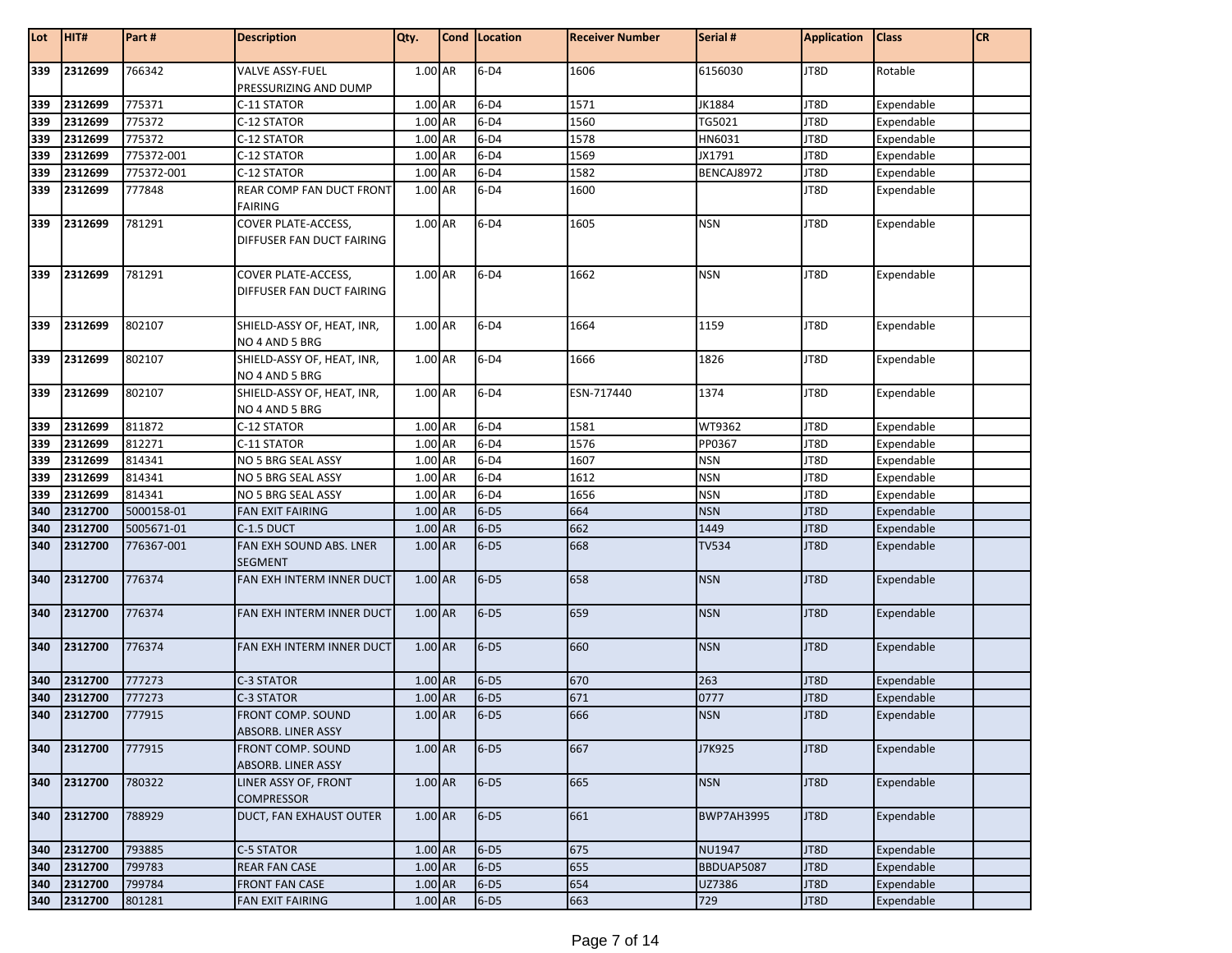| Lot | HIT# | Part # | Description | Qty. | Cond | Location | Receiver Number | Serial # | Application | Class | CR |
|---|---|---|---|---|---|---|---|---|---|---|---|
| 339 | 2312699 | 766342 | VALVE ASSY-FUEL PRESSURIZING AND DUMP | 1.00 | AR | 6-D4 | 1606 | 6156030 | JT8D | Rotable | |
| 339 | 2312699 | 775371 | C-11 STATOR | 1.00 | AR | 6-D4 | 1571 | JK1884 | JT8D | Expendable | |
| 339 | 2312699 | 775372 | C-12 STATOR | 1.00 | AR | 6-D4 | 1560 | TG5021 | JT8D | Expendable | |
| 339 | 2312699 | 775372 | C-12 STATOR | 1.00 | AR | 6-D4 | 1578 | HN6031 | JT8D | Expendable | |
| 339 | 2312699 | 775372-001 | C-12 STATOR | 1.00 | AR | 6-D4 | 1569 | JX1791 | JT8D | Expendable | |
| 339 | 2312699 | 775372-001 | C-12 STATOR | 1.00 | AR | 6-D4 | 1582 | BENCAJ8972 | JT8D | Expendable | |
| 339 | 2312699 | 777848 | REAR COMP FAN DUCT FRONT FAIRING | 1.00 | AR | 6-D4 | 1600 | | JT8D | Expendable | |
| 339 | 2312699 | 781291 | COVER PLATE-ACCESS, DIFFUSER FAN DUCT FAIRING | 1.00 | AR | 6-D4 | 1605 | NSN | JT8D | Expendable | |
| 339 | 2312699 | 781291 | COVER PLATE-ACCESS, DIFFUSER FAN DUCT FAIRING | 1.00 | AR | 6-D4 | 1662 | NSN | JT8D | Expendable | |
| 339 | 2312699 | 802107 | SHIELD-ASSY OF, HEAT, INR, NO 4 AND 5 BRG | 1.00 | AR | 6-D4 | 1664 | 1159 | JT8D | Expendable | |
| 339 | 2312699 | 802107 | SHIELD-ASSY OF, HEAT, INR, NO 4 AND 5 BRG | 1.00 | AR | 6-D4 | 1666 | 1826 | JT8D | Expendable | |
| 339 | 2312699 | 802107 | SHIELD-ASSY OF, HEAT, INR, NO 4 AND 5 BRG | 1.00 | AR | 6-D4 | ESN-717440 | 1374 | JT8D | Expendable | |
| 339 | 2312699 | 811872 | C-12 STATOR | 1.00 | AR | 6-D4 | 1581 | WT9362 | JT8D | Expendable | |
| 339 | 2312699 | 812271 | C-11 STATOR | 1.00 | AR | 6-D4 | 1576 | PP0367 | JT8D | Expendable | |
| 339 | 2312699 | 814341 | NO 5 BRG SEAL ASSY | 1.00 | AR | 6-D4 | 1607 | NSN | JT8D | Expendable | |
| 339 | 2312699 | 814341 | NO 5 BRG SEAL ASSY | 1.00 | AR | 6-D4 | 1612 | NSN | JT8D | Expendable | |
| 339 | 2312699 | 814341 | NO 5 BRG SEAL ASSY | 1.00 | AR | 6-D4 | 1656 | NSN | JT8D | Expendable | |
| 340 | 2312700 | 5000158-01 | FAN EXIT FAIRING | 1.00 | AR | 6-D5 | 664 | NSN | JT8D | Expendable | |
| 340 | 2312700 | 5005671-01 | C-1.5 DUCT | 1.00 | AR | 6-D5 | 662 | 1449 | JT8D | Expendable | |
| 340 | 2312700 | 776367-001 | FAN EXH SOUND ABS. LNER SEGMENT | 1.00 | AR | 6-D5 | 668 | TV534 | JT8D | Expendable | |
| 340 | 2312700 | 776374 | FAN EXH INTERM INNER DUCT | 1.00 | AR | 6-D5 | 658 | NSN | JT8D | Expendable | |
| 340 | 2312700 | 776374 | FAN EXH INTERM INNER DUCT | 1.00 | AR | 6-D5 | 659 | NSN | JT8D | Expendable | |
| 340 | 2312700 | 776374 | FAN EXH INTERM INNER DUCT | 1.00 | AR | 6-D5 | 660 | NSN | JT8D | Expendable | |
| 340 | 2312700 | 777273 | C-3 STATOR | 1.00 | AR | 6-D5 | 670 | 263 | JT8D | Expendable | |
| 340 | 2312700 | 777273 | C-3 STATOR | 1.00 | AR | 6-D5 | 671 | 0777 | JT8D | Expendable | |
| 340 | 2312700 | 777915 | FRONT COMP. SOUND ABSORB. LINER ASSY | 1.00 | AR | 6-D5 | 666 | NSN | JT8D | Expendable | |
| 340 | 2312700 | 777915 | FRONT COMP. SOUND ABSORB. LINER ASSY | 1.00 | AR | 6-D5 | 667 | J7K925 | JT8D | Expendable | |
| 340 | 2312700 | 780322 | LINER ASSY OF, FRONT COMPRESSOR | 1.00 | AR | 6-D5 | 665 | NSN | JT8D | Expendable | |
| 340 | 2312700 | 788929 | DUCT, FAN EXHAUST OUTER | 1.00 | AR | 6-D5 | 661 | BWP7AH3995 | JT8D | Expendable | |
| 340 | 2312700 | 793885 | C-5 STATOR | 1.00 | AR | 6-D5 | 675 | NU1947 | JT8D | Expendable | |
| 340 | 2312700 | 799783 | REAR FAN CASE | 1.00 | AR | 6-D5 | 655 | BBDUAP5087 | JT8D | Expendable | |
| 340 | 2312700 | 799784 | FRONT FAN CASE | 1.00 | AR | 6-D5 | 654 | UZ7386 | JT8D | Expendable | |
| 340 | 2312700 | 801281 | FAN EXIT FAIRING | 1.00 | AR | 6-D5 | 663 | 729 | JT8D | Expendable | |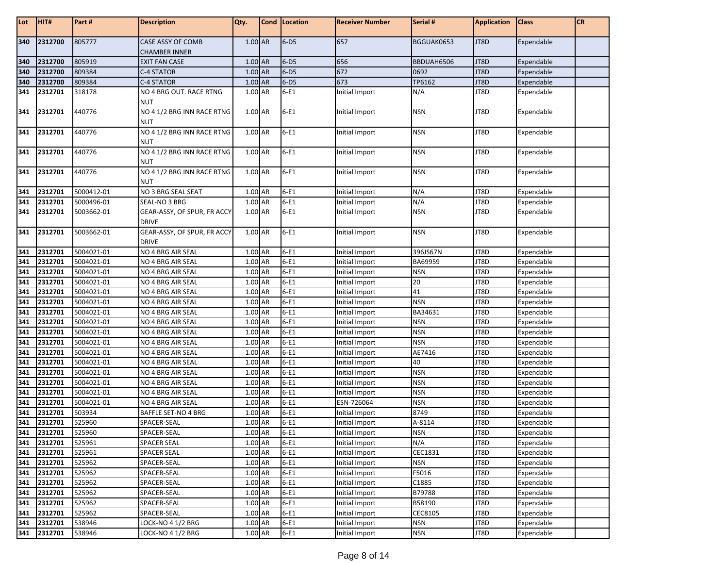| Lot | HIT# | Part # | Description | Qty. | Cond | Location | Receiver Number | Serial # | Application | Class | CR |
|---|---|---|---|---|---|---|---|---|---|---|---|
| 340 | 2312700 | 805777 | CASE ASSY OF COMB CHAMBER INNER | 1.00 | AR | 6-D5 | 657 | BGGUAK0653 | JT8D | Expendable | |
| 340 | 2312700 | 805919 | EXIT FAN CASE | 1.00 | AR | 6-D5 | 656 | BBDUAH6506 | JT8D | Expendable | |
| 340 | 2312700 | 809384 | C-4 STATOR | 1.00 | AR | 6-D5 | 672 | 0692 | JT8D | Expendable | |
| 340 | 2312700 | 809384 | C-4 STATOR | 1.00 | AR | 6-D5 | 673 | TP6162 | JT8D | Expendable | |
| 341 | 2312701 | 318178 | NO 4 BRG OUT. RACE RTNG NUT | 1.00 | AR | 6-E1 | Initial Import | N/A | JT8D | Expendable | |
| 341 | 2312701 | 440776 | NO 4 1/2 BRG INN RACE RTNG NUT | 1.00 | AR | 6-E1 | Initial Import | NSN | JT8D | Expendable | |
| 341 | 2312701 | 440776 | NO 4 1/2 BRG INN RACE RTNG NUT | 1.00 | AR | 6-E1 | Initial Import | NSN | JT8D | Expendable | |
| 341 | 2312701 | 440776 | NO 4 1/2 BRG INN RACE RTNG NUT | 1.00 | AR | 6-E1 | Initial Import | NSN | JT8D | Expendable | |
| 341 | 2312701 | 440776 | NO 4 1/2 BRG INN RACE RTNG NUT | 1.00 | AR | 6-E1 | Initial Import | NSN | JT8D | Expendable | |
| 341 | 2312701 | 5000412-01 | NO 3 BRG SEAL SEAT | 1.00 | AR | 6-E1 | Initial Import | N/A | JT8D | Expendable | |
| 341 | 2312701 | 5000496-01 | SEAL-NO 3 BRG | 1.00 | AR | 6-E1 | Initial Import | N/A | JT8D | Expendable | |
| 341 | 2312701 | 5003662-01 | GEAR-ASSY, OF SPUR, FR ACCY DRIVE | 1.00 | AR | 6-E1 | Initial Import | NSN | JT8D | Expendable | |
| 341 | 2312701 | 5003662-01 | GEAR-ASSY, OF SPUR, FR ACCY DRIVE | 1.00 | AR | 6-E1 | Initial Import | NSN | JT8D | Expendable | |
| 341 | 2312701 | 5004021-01 | NO 4 BRG AIR SEAL | 1.00 | AR | 6-E1 | Initial Import | 396JS67N | JT8D | Expendable | |
| 341 | 2312701 | 5004021-01 | NO 4 BRG AIR SEAL | 1.00 | AR | 6-E1 | Initial Import | BA69959 | JT8D | Expendable | |
| 341 | 2312701 | 5004021-01 | NO 4 BRG AIR SEAL | 1.00 | AR | 6-E1 | Initial Import | NSN | JT8D | Expendable | |
| 341 | 2312701 | 5004021-01 | NO 4 BRG AIR SEAL | 1.00 | AR | 6-E1 | Initial Import | 20 | JT8D | Expendable | |
| 341 | 2312701 | 5004021-01 | NO 4 BRG AIR SEAL | 1.00 | AR | 6-E1 | Initial Import | 41 | JT8D | Expendable | |
| 341 | 2312701 | 5004021-01 | NO 4 BRG AIR SEAL | 1.00 | AR | 6-E1 | Initial Import | NSN | JT8D | Expendable | |
| 341 | 2312701 | 5004021-01 | NO 4 BRG AIR SEAL | 1.00 | AR | 6-E1 | Initial Import | BA34631 | JT8D | Expendable | |
| 341 | 2312701 | 5004021-01 | NO 4 BRG AIR SEAL | 1.00 | AR | 6-E1 | Initial Import | NSN | JT8D | Expendable | |
| 341 | 2312701 | 5004021-01 | NO 4 BRG AIR SEAL | 1.00 | AR | 6-E1 | Initial Import | NSN | JT8D | Expendable | |
| 341 | 2312701 | 5004021-01 | NO 4 BRG AIR SEAL | 1.00 | AR | 6-E1 | Initial Import | NSN | JT8D | Expendable | |
| 341 | 2312701 | 5004021-01 | NO 4 BRG AIR SEAL | 1.00 | AR | 6-E1 | Initial Import | AE7416 | JT8D | Expendable | |
| 341 | 2312701 | 5004021-01 | NO 4 BRG AIR SEAL | 1.00 | AR | 6-E1 | Initial Import | 40 | JT8D | Expendable | |
| 341 | 2312701 | 5004021-01 | NO 4 BRG AIR SEAL | 1.00 | AR | 6-E1 | Initial Import | NSN | JT8D | Expendable | |
| 341 | 2312701 | 5004021-01 | NO 4 BRG AIR SEAL | 1.00 | AR | 6-E1 | Initial Import | NSN | JT8D | Expendable | |
| 341 | 2312701 | 5004021-01 | NO 4 BRG AIR SEAL | 1.00 | AR | 6-E1 | Initial Import | NSN | JT8D | Expendable | |
| 341 | 2312701 | 5004021-01 | NO 4 BRG AIR SEAL | 1.00 | AR | 6-E1 | ESN-726064 | NSN | JT8D | Expendable | |
| 341 | 2312701 | 503934 | BAFFLE SET-NO 4 BRG | 1.00 | AR | 6-E1 | Initial Import | 8749 | JT8D | Expendable | |
| 341 | 2312701 | 525960 | SPACER-SEAL | 1.00 | AR | 6-E1 | Initial Import | A-8114 | JT8D | Expendable | |
| 341 | 2312701 | 525960 | SPACER-SEAL | 1.00 | AR | 6-E1 | Initial Import | NSN | JT8D | Expendable | |
| 341 | 2312701 | 525961 | SPACER SEAL | 1.00 | AR | 6-E1 | Initial Import | N/A | JT8D | Expendable | |
| 341 | 2312701 | 525961 | SPACER SEAL | 1.00 | AR | 6-E1 | Initial Import | CEC1831 | JT8D | Expendable | |
| 341 | 2312701 | 525962 | SPACER-SEAL | 1.00 | AR | 6-E1 | Initial Import | NSN | JT8D | Expendable | |
| 341 | 2312701 | 525962 | SPACER-SEAL | 1.00 | AR | 6-E1 | Initial Import | F5016 | JT8D | Expendable | |
| 341 | 2312701 | 525962 | SPACER-SEAL | 1.00 | AR | 6-E1 | Initial Import | C1885 | JT8D | Expendable | |
| 341 | 2312701 | 525962 | SPACER-SEAL | 1.00 | AR | 6-E1 | Initial Import | B79788 | JT8D | Expendable | |
| 341 | 2312701 | 525962 | SPACER-SEAL | 1.00 | AR | 6-E1 | Initial Import | B58190 | JT8D | Expendable | |
| 341 | 2312701 | 525962 | SPACER-SEAL | 1.00 | AR | 6-E1 | Initial Import | CEC8105 | JT8D | Expendable | |
| 341 | 2312701 | 538946 | LOCK-NO 4 1/2 BRG | 1.00 | AR | 6-E1 | Initial Import | NSN | JT8D | Expendable | |
| 341 | 2312701 | 538946 | LOCK-NO 4 1/2 BRG | 1.00 | AR | 6-E1 | Initial Import | NSN | JT8D | Expendable | |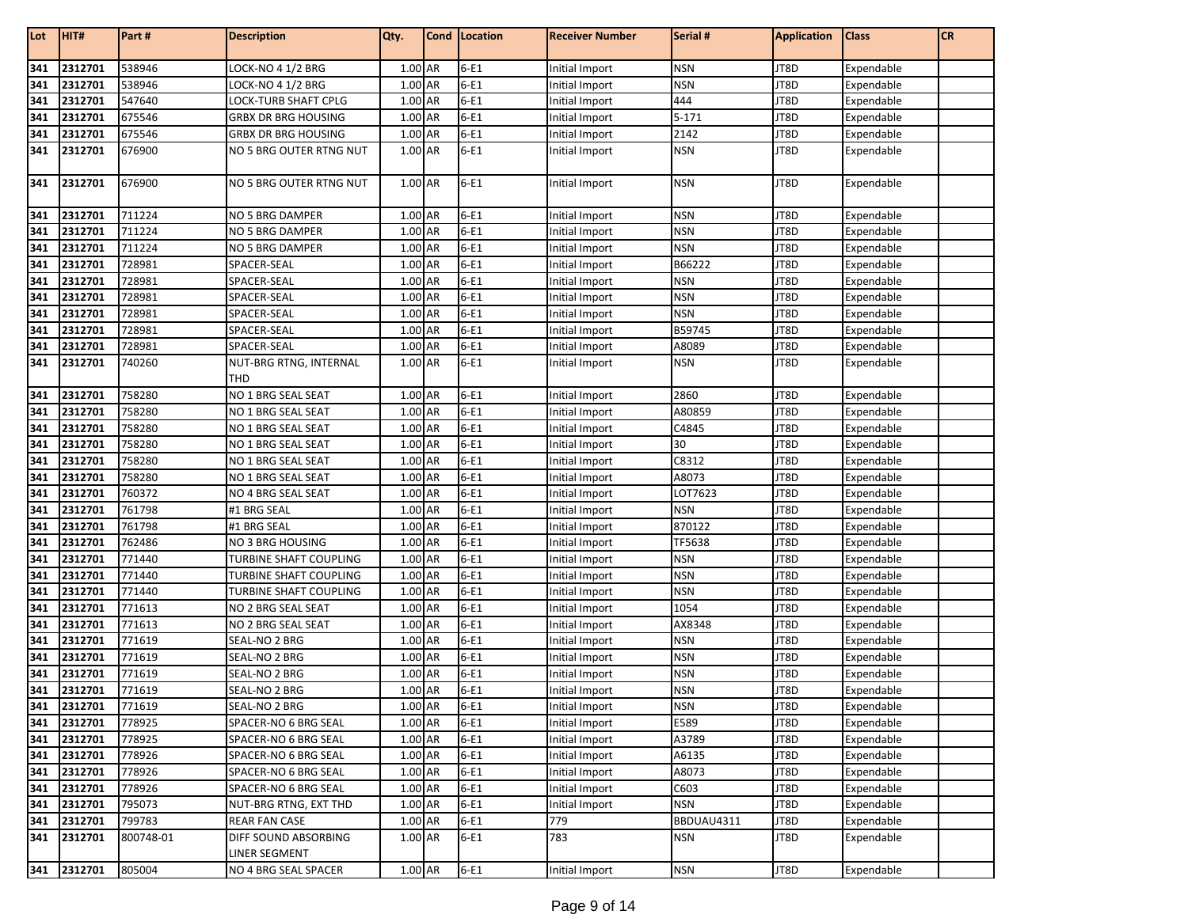| Lot | HIT# | Part # | Description | Qty. | Cond | Location | Receiver Number | Serial # | Application | Class | CR |
|---|---|---|---|---|---|---|---|---|---|---|---|
| 341 | 2312701 | 538946 | LOCK-NO 4 1/2 BRG | 1.00 | AR | 6-E1 | Initial Import | NSN | JT8D | Expendable | |
| 341 | 2312701 | 538946 | LOCK-NO 4 1/2 BRG | 1.00 | AR | 6-E1 | Initial Import | NSN | JT8D | Expendable | |
| 341 | 2312701 | 547640 | LOCK-TURB SHAFT CPLG | 1.00 | AR | 6-E1 | Initial Import | 444 | JT8D | Expendable | |
| 341 | 2312701 | 675546 | GRBX DR BRG HOUSING | 1.00 | AR | 6-E1 | Initial Import | 5-171 | JT8D | Expendable | |
| 341 | 2312701 | 675546 | GRBX DR BRG HOUSING | 1.00 | AR | 6-E1 | Initial Import | 2142 | JT8D | Expendable | |
| 341 | 2312701 | 676900 | NO 5 BRG OUTER RTNG NUT | 1.00 | AR | 6-E1 | Initial Import | NSN | JT8D | Expendable | |
| 341 | 2312701 | 676900 | NO 5 BRG OUTER RTNG NUT | 1.00 | AR | 6-E1 | Initial Import | NSN | JT8D | Expendable | |
| 341 | 2312701 | 711224 | NO 5 BRG DAMPER | 1.00 | AR | 6-E1 | Initial Import | NSN | JT8D | Expendable | |
| 341 | 2312701 | 711224 | NO 5 BRG DAMPER | 1.00 | AR | 6-E1 | Initial Import | NSN | JT8D | Expendable | |
| 341 | 2312701 | 711224 | NO 5 BRG DAMPER | 1.00 | AR | 6-E1 | Initial Import | NSN | JT8D | Expendable | |
| 341 | 2312701 | 728981 | SPACER-SEAL | 1.00 | AR | 6-E1 | Initial Import | B66222 | JT8D | Expendable | |
| 341 | 2312701 | 728981 | SPACER-SEAL | 1.00 | AR | 6-E1 | Initial Import | NSN | JT8D | Expendable | |
| 341 | 2312701 | 728981 | SPACER-SEAL | 1.00 | AR | 6-E1 | Initial Import | NSN | JT8D | Expendable | |
| 341 | 2312701 | 728981 | SPACER-SEAL | 1.00 | AR | 6-E1 | Initial Import | NSN | JT8D | Expendable | |
| 341 | 2312701 | 728981 | SPACER-SEAL | 1.00 | AR | 6-E1 | Initial Import | B59745 | JT8D | Expendable | |
| 341 | 2312701 | 728981 | SPACER-SEAL | 1.00 | AR | 6-E1 | Initial Import | A8089 | JT8D | Expendable | |
| 341 | 2312701 | 740260 | NUT-BRG RTNG, INTERNAL THD | 1.00 | AR | 6-E1 | Initial Import | NSN | JT8D | Expendable | |
| 341 | 2312701 | 758280 | NO 1 BRG SEAL SEAT | 1.00 | AR | 6-E1 | Initial Import | 2860 | JT8D | Expendable | |
| 341 | 2312701 | 758280 | NO 1 BRG SEAL SEAT | 1.00 | AR | 6-E1 | Initial Import | A80859 | JT8D | Expendable | |
| 341 | 2312701 | 758280 | NO 1 BRG SEAL SEAT | 1.00 | AR | 6-E1 | Initial Import | C4845 | JT8D | Expendable | |
| 341 | 2312701 | 758280 | NO 1 BRG SEAL SEAT | 1.00 | AR | 6-E1 | Initial Import | 30 | JT8D | Expendable | |
| 341 | 2312701 | 758280 | NO 1 BRG SEAL SEAT | 1.00 | AR | 6-E1 | Initial Import | C8312 | JT8D | Expendable | |
| 341 | 2312701 | 758280 | NO 1 BRG SEAL SEAT | 1.00 | AR | 6-E1 | Initial Import | A8073 | JT8D | Expendable | |
| 341 | 2312701 | 760372 | NO 4 BRG SEAL SEAT | 1.00 | AR | 6-E1 | Initial Import | LOT7623 | JT8D | Expendable | |
| 341 | 2312701 | 761798 | #1 BRG SEAL | 1.00 | AR | 6-E1 | Initial Import | NSN | JT8D | Expendable | |
| 341 | 2312701 | 761798 | #1 BRG SEAL | 1.00 | AR | 6-E1 | Initial Import | 870122 | JT8D | Expendable | |
| 341 | 2312701 | 762486 | NO 3 BRG HOUSING | 1.00 | AR | 6-E1 | Initial Import | TF5638 | JT8D | Expendable | |
| 341 | 2312701 | 771440 | TURBINE SHAFT COUPLING | 1.00 | AR | 6-E1 | Initial Import | NSN | JT8D | Expendable | |
| 341 | 2312701 | 771440 | TURBINE SHAFT COUPLING | 1.00 | AR | 6-E1 | Initial Import | NSN | JT8D | Expendable | |
| 341 | 2312701 | 771440 | TURBINE SHAFT COUPLING | 1.00 | AR | 6-E1 | Initial Import | NSN | JT8D | Expendable | |
| 341 | 2312701 | 771613 | NO 2 BRG SEAL SEAT | 1.00 | AR | 6-E1 | Initial Import | 1054 | JT8D | Expendable | |
| 341 | 2312701 | 771613 | NO 2 BRG SEAL SEAT | 1.00 | AR | 6-E1 | Initial Import | AX8348 | JT8D | Expendable | |
| 341 | 2312701 | 771619 | SEAL-NO 2 BRG | 1.00 | AR | 6-E1 | Initial Import | NSN | JT8D | Expendable | |
| 341 | 2312701 | 771619 | SEAL-NO 2 BRG | 1.00 | AR | 6-E1 | Initial Import | NSN | JT8D | Expendable | |
| 341 | 2312701 | 771619 | SEAL-NO 2 BRG | 1.00 | AR | 6-E1 | Initial Import | NSN | JT8D | Expendable | |
| 341 | 2312701 | 771619 | SEAL-NO 2 BRG | 1.00 | AR | 6-E1 | Initial Import | NSN | JT8D | Expendable | |
| 341 | 2312701 | 771619 | SEAL-NO 2 BRG | 1.00 | AR | 6-E1 | Initial Import | NSN | JT8D | Expendable | |
| 341 | 2312701 | 778925 | SPACER-NO 6 BRG SEAL | 1.00 | AR | 6-E1 | Initial Import | E589 | JT8D | Expendable | |
| 341 | 2312701 | 778925 | SPACER-NO 6 BRG SEAL | 1.00 | AR | 6-E1 | Initial Import | A3789 | JT8D | Expendable | |
| 341 | 2312701 | 778926 | SPACER-NO 6 BRG SEAL | 1.00 | AR | 6-E1 | Initial Import | A6135 | JT8D | Expendable | |
| 341 | 2312701 | 778926 | SPACER-NO 6 BRG SEAL | 1.00 | AR | 6-E1 | Initial Import | A8073 | JT8D | Expendable | |
| 341 | 2312701 | 778926 | SPACER-NO 6 BRG SEAL | 1.00 | AR | 6-E1 | Initial Import | C603 | JT8D | Expendable | |
| 341 | 2312701 | 795073 | NUT-BRG RTNG, EXT THD | 1.00 | AR | 6-E1 | Initial Import | NSN | JT8D | Expendable | |
| 341 | 2312701 | 799783 | REAR FAN CASE | 1.00 | AR | 6-E1 | 779 | BBDUAU4311 | JT8D | Expendable | |
| 341 | 2312701 | 800748-01 | DIFF SOUND ABSORBING LINER SEGMENT | 1.00 | AR | 6-E1 | 783 | NSN | JT8D | Expendable | |
| 341 | 2312701 | 805004 | NO 4 BRG SEAL SPACER | 1.00 | AR | 6-E1 | Initial Import | NSN | JT8D | Expendable | |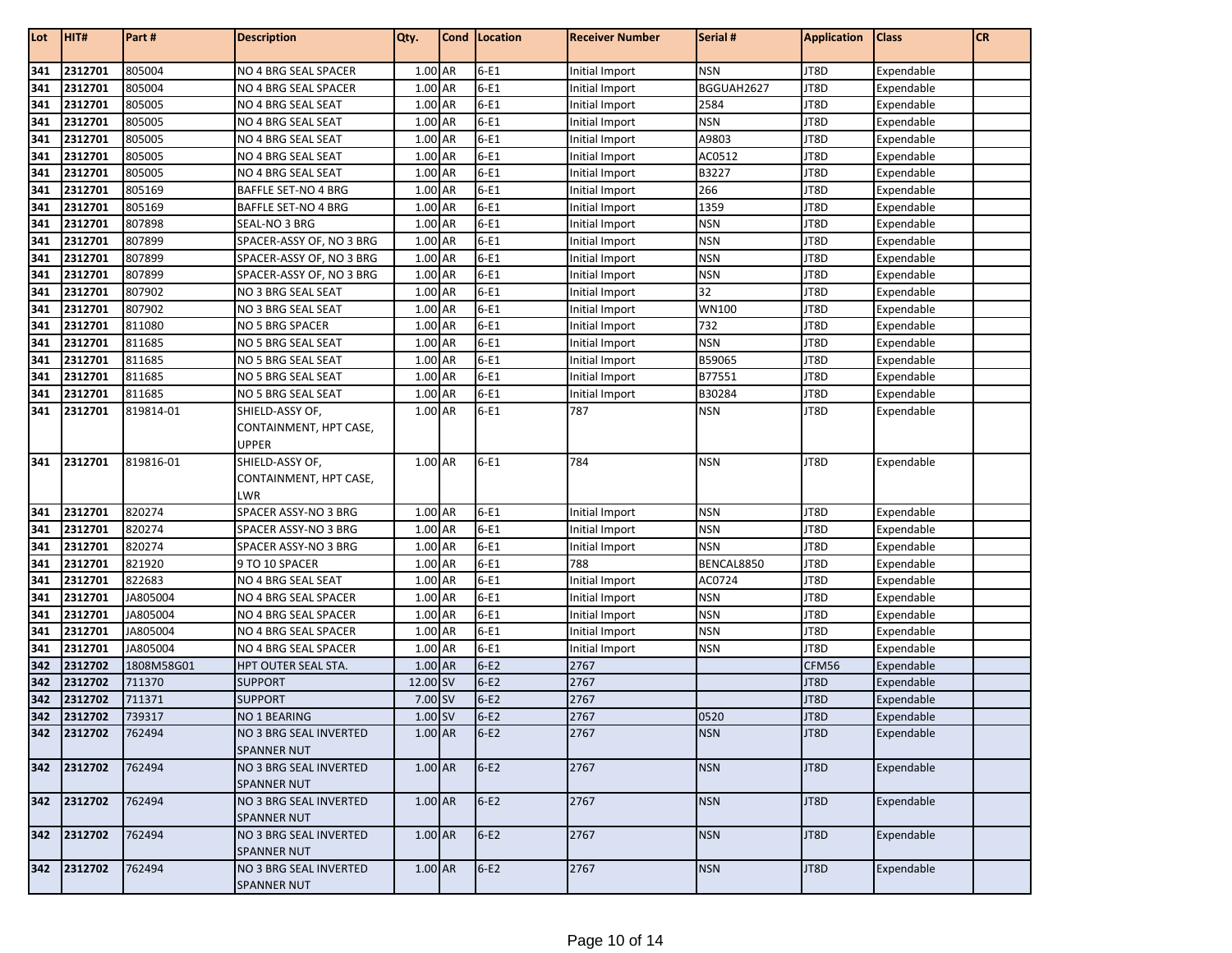| Lot | HIT# | Part # | Description | Qty. | Cond | Location | Receiver Number | Serial # | Application | Class | CR |
|---|---|---|---|---|---|---|---|---|---|---|---|
| 341 | 2312701 | 805004 | NO 4 BRG SEAL SPACER | 1.00 | AR | 6-E1 | Initial Import | NSN | JT8D | Expendable | |
| 341 | 2312701 | 805004 | NO 4 BRG SEAL SPACER | 1.00 | AR | 6-E1 | Initial Import | BGGUAH2627 | JT8D | Expendable | |
| 341 | 2312701 | 805005 | NO 4 BRG SEAL SEAT | 1.00 | AR | 6-E1 | Initial Import | 2584 | JT8D | Expendable | |
| 341 | 2312701 | 805005 | NO 4 BRG SEAL SEAT | 1.00 | AR | 6-E1 | Initial Import | NSN | JT8D | Expendable | |
| 341 | 2312701 | 805005 | NO 4 BRG SEAL SEAT | 1.00 | AR | 6-E1 | Initial Import | A9803 | JT8D | Expendable | |
| 341 | 2312701 | 805005 | NO 4 BRG SEAL SEAT | 1.00 | AR | 6-E1 | Initial Import | AC0512 | JT8D | Expendable | |
| 341 | 2312701 | 805005 | NO 4 BRG SEAL SEAT | 1.00 | AR | 6-E1 | Initial Import | B3227 | JT8D | Expendable | |
| 341 | 2312701 | 805169 | BAFFLE SET-NO 4 BRG | 1.00 | AR | 6-E1 | Initial Import | 266 | JT8D | Expendable | |
| 341 | 2312701 | 805169 | BAFFLE SET-NO 4 BRG | 1.00 | AR | 6-E1 | Initial Import | 1359 | JT8D | Expendable | |
| 341 | 2312701 | 807898 | SEAL-NO 3 BRG | 1.00 | AR | 6-E1 | Initial Import | NSN | JT8D | Expendable | |
| 341 | 2312701 | 807899 | SPACER-ASSY OF, NO 3 BRG | 1.00 | AR | 6-E1 | Initial Import | NSN | JT8D | Expendable | |
| 341 | 2312701 | 807899 | SPACER-ASSY OF, NO 3 BRG | 1.00 | AR | 6-E1 | Initial Import | NSN | JT8D | Expendable | |
| 341 | 2312701 | 807899 | SPACER-ASSY OF, NO 3 BRG | 1.00 | AR | 6-E1 | Initial Import | NSN | JT8D | Expendable | |
| 341 | 2312701 | 807902 | NO 3 BRG SEAL SEAT | 1.00 | AR | 6-E1 | Initial Import | 32 | JT8D | Expendable | |
| 341 | 2312701 | 807902 | NO 3 BRG SEAL SEAT | 1.00 | AR | 6-E1 | Initial Import | WN100 | JT8D | Expendable | |
| 341 | 2312701 | 811080 | NO 5 BRG SPACER | 1.00 | AR | 6-E1 | Initial Import | 732 | JT8D | Expendable | |
| 341 | 2312701 | 811685 | NO 5 BRG SEAL SEAT | 1.00 | AR | 6-E1 | Initial Import | NSN | JT8D | Expendable | |
| 341 | 2312701 | 811685 | NO 5 BRG SEAL SEAT | 1.00 | AR | 6-E1 | Initial Import | B59065 | JT8D | Expendable | |
| 341 | 2312701 | 811685 | NO 5 BRG SEAL SEAT | 1.00 | AR | 6-E1 | Initial Import | B77551 | JT8D | Expendable | |
| 341 | 2312701 | 811685 | NO 5 BRG SEAL SEAT | 1.00 | AR | 6-E1 | Initial Import | B30284 | JT8D | Expendable | |
| 341 | 2312701 | 819814-01 | SHIELD-ASSY OF, CONTAINMENT, HPT CASE, UPPER | 1.00 | AR | 6-E1 | 787 | NSN | JT8D | Expendable | |
| 341 | 2312701 | 819816-01 | SHIELD-ASSY OF, CONTAINMENT, HPT CASE, LWR | 1.00 | AR | 6-E1 | 784 | NSN | JT8D | Expendable | |
| 341 | 2312701 | 820274 | SPACER ASSY-NO 3 BRG | 1.00 | AR | 6-E1 | Initial Import | NSN | JT8D | Expendable | |
| 341 | 2312701 | 820274 | SPACER ASSY-NO 3 BRG | 1.00 | AR | 6-E1 | Initial Import | NSN | JT8D | Expendable | |
| 341 | 2312701 | 820274 | SPACER ASSY-NO 3 BRG | 1.00 | AR | 6-E1 | Initial Import | NSN | JT8D | Expendable | |
| 341 | 2312701 | 821920 | 9 TO 10 SPACER | 1.00 | AR | 6-E1 | 788 | BENCAL8850 | JT8D | Expendable | |
| 341 | 2312701 | 822683 | NO 4 BRG SEAL SEAT | 1.00 | AR | 6-E1 | Initial Import | AC0724 | JT8D | Expendable | |
| 341 | 2312701 | JA805004 | NO 4 BRG SEAL SPACER | 1.00 | AR | 6-E1 | Initial Import | NSN | JT8D | Expendable | |
| 341 | 2312701 | JA805004 | NO 4 BRG SEAL SPACER | 1.00 | AR | 6-E1 | Initial Import | NSN | JT8D | Expendable | |
| 341 | 2312701 | JA805004 | NO 4 BRG SEAL SPACER | 1.00 | AR | 6-E1 | Initial Import | NSN | JT8D | Expendable | |
| 341 | 2312701 | JA805004 | NO 4 BRG SEAL SPACER | 1.00 | AR | 6-E1 | Initial Import | NSN | JT8D | Expendable | |
| 342 | 2312702 | 1808M58G01 | HPT OUTER SEAL STA. | 1.00 | AR | 6-E2 | 2767 | | CFM56 | Expendable | |
| 342 | 2312702 | 711370 | SUPPORT | 12.00 | SV | 6-E2 | 2767 | | JT8D | Expendable | |
| 342 | 2312702 | 711371 | SUPPORT | 7.00 | SV | 6-E2 | 2767 | | JT8D | Expendable | |
| 342 | 2312702 | 739317 | NO 1 BEARING | 1.00 | SV | 6-E2 | 2767 | 0520 | JT8D | Expendable | |
| 342 | 2312702 | 762494 | NO 3 BRG SEAL INVERTED SPANNER NUT | 1.00 | AR | 6-E2 | 2767 | NSN | JT8D | Expendable | |
| 342 | 2312702 | 762494 | NO 3 BRG SEAL INVERTED SPANNER NUT | 1.00 | AR | 6-E2 | 2767 | NSN | JT8D | Expendable | |
| 342 | 2312702 | 762494 | NO 3 BRG SEAL INVERTED SPANNER NUT | 1.00 | AR | 6-E2 | 2767 | NSN | JT8D | Expendable | |
| 342 | 2312702 | 762494 | NO 3 BRG SEAL INVERTED SPANNER NUT | 1.00 | AR | 6-E2 | 2767 | NSN | JT8D | Expendable | |
| 342 | 2312702 | 762494 | NO 3 BRG SEAL INVERTED SPANNER NUT | 1.00 | AR | 6-E2 | 2767 | NSN | JT8D | Expendable | |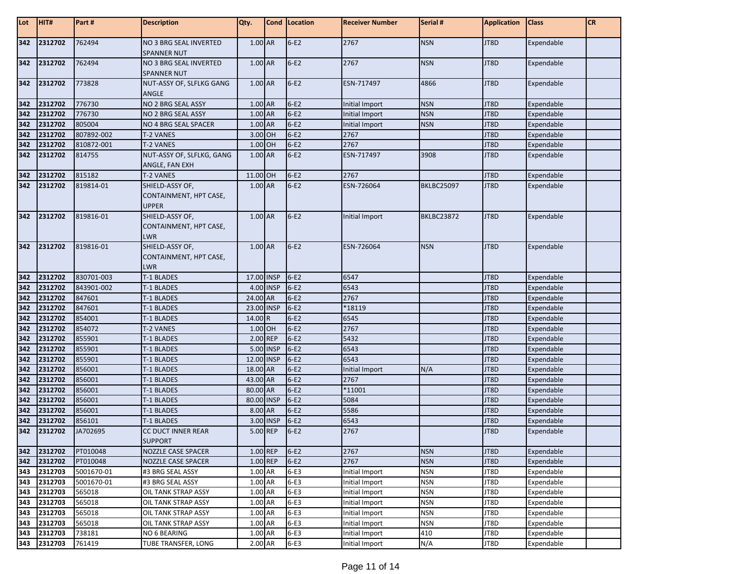| Lot | HIT# | Part # | Description | Qty. | Cond | Location | Receiver Number | Serial # | Application | Class | CR |
|---|---|---|---|---|---|---|---|---|---|---|---|
| 342 | 2312702 | 762494 | NO 3 BRG SEAL INVERTED SPANNER NUT | 1.00 | AR | 6-E2 | 2767 | NSN | JT8D | Expendable | |
| 342 | 2312702 | 762494 | NO 3 BRG SEAL INVERTED SPANNER NUT | 1.00 | AR | 6-E2 | 2767 | NSN | JT8D | Expendable | |
| 342 | 2312702 | 773828 | NUT-ASSY OF, SLFLKG GANG ANGLE | 1.00 | AR | 6-E2 | ESN-717497 | 4866 | JT8D | Expendable | |
| 342 | 2312702 | 776730 | NO 2 BRG SEAL ASSY | 1.00 | AR | 6-E2 | Initial Import | NSN | JT8D | Expendable | |
| 342 | 2312702 | 776730 | NO 2 BRG SEAL ASSY | 1.00 | AR | 6-E2 | Initial Import | NSN | JT8D | Expendable | |
| 342 | 2312702 | 805004 | NO 4 BRG SEAL SPACER | 1.00 | AR | 6-E2 | Initial Import | NSN | JT8D | Expendable | |
| 342 | 2312702 | 807892-002 | T-2 VANES | 3.00 | OH | 6-E2 | 2767 | | JT8D | Expendable | |
| 342 | 2312702 | 810872-001 | T-2 VANES | 1.00 | OH | 6-E2 | 2767 | | JT8D | Expendable | |
| 342 | 2312702 | 814755 | NUT-ASSY OF, SLFLKG, GANG ANGLE, FAN EXH | 1.00 | AR | 6-E2 | ESN-717497 | 3908 | JT8D | Expendable | |
| 342 | 2312702 | 815182 | T-2 VANES | 11.00 | OH | 6-E2 | 2767 | | JT8D | Expendable | |
| 342 | 2312702 | 819814-01 | SHIELD-ASSY OF, CONTAINMENT, HPT CASE, UPPER | 1.00 | AR | 6-E2 | ESN-726064 | BKLBC25097 | JT8D | Expendable | |
| 342 | 2312702 | 819816-01 | SHIELD-ASSY OF, CONTAINMENT, HPT CASE, LWR | 1.00 | AR | 6-E2 | Initial Import | BKLBC23872 | JT8D | Expendable | |
| 342 | 2312702 | 819816-01 | SHIELD-ASSY OF, CONTAINMENT, HPT CASE, LWR | 1.00 | AR | 6-E2 | ESN-726064 | NSN | JT8D | Expendable | |
| 342 | 2312702 | 830701-003 | T-1 BLADES | 17.00 | INSP | 6-E2 | 6547 | | JT8D | Expendable | |
| 342 | 2312702 | 843901-002 | T-1 BLADES | 4.00 | INSP | 6-E2 | 6543 | | JT8D | Expendable | |
| 342 | 2312702 | 847601 | T-1 BLADES | 24.00 | AR | 6-E2 | 2767 | | JT8D | Expendable | |
| 342 | 2312702 | 847601 | T-1 BLADES | 23.00 | INSP | 6-E2 | *18119 | | JT8D | Expendable | |
| 342 | 2312702 | 854001 | T-1 BLADES | 14.00 | R | 6-E2 | 6545 | | JT8D | Expendable | |
| 342 | 2312702 | 854072 | T-2 VANES | 1.00 | OH | 6-E2 | 2767 | | JT8D | Expendable | |
| 342 | 2312702 | 855901 | T-1 BLADES | 2.00 | REP | 6-E2 | 5432 | | JT8D | Expendable | |
| 342 | 2312702 | 855901 | T-1 BLADES | 5.00 | INSP | 6-E2 | 6543 | | JT8D | Expendable | |
| 342 | 2312702 | 855901 | T-1 BLADES | 12.00 | INSP | 6-E2 | 6543 | | JT8D | Expendable | |
| 342 | 2312702 | 856001 | T-1 BLADES | 18.00 | AR | 6-E2 | Initial Import | N/A | JT8D | Expendable | |
| 342 | 2312702 | 856001 | T-1 BLADES | 43.00 | AR | 6-E2 | 2767 | | JT8D | Expendable | |
| 342 | 2312702 | 856001 | T-1 BLADES | 80.00 | AR | 6-E2 | *11001 | | JT8D | Expendable | |
| 342 | 2312702 | 856001 | T-1 BLADES | 80.00 | INSP | 6-E2 | 5084 | | JT8D | Expendable | |
| 342 | 2312702 | 856001 | T-1 BLADES | 8.00 | AR | 6-E2 | 5586 | | JT8D | Expendable | |
| 342 | 2312702 | 856101 | T-1 BLADES | 3.00 | INSP | 6-E2 | 6543 | | JT8D | Expendable | |
| 342 | 2312702 | JA702695 | CC DUCT INNER REAR SUPPORT | 5.00 | REP | 6-E2 | 2767 | | JT8D | Expendable | |
| 342 | 2312702 | PT010048 | NOZZLE CASE SPACER | 1.00 | REP | 6-E2 | 2767 | NSN | JT8D | Expendable | |
| 342 | 2312702 | PT010048 | NOZZLE CASE SPACER | 1.00 | REP | 6-E2 | 2767 | NSN | JT8D | Expendable | |
| 343 | 2312703 | 5001670-01 | #3 BRG SEAL ASSY | 1.00 | AR | 6-E3 | Initial Import | NSN | JT8D | Expendable | |
| 343 | 2312703 | 5001670-01 | #3 BRG SEAL ASSY | 1.00 | AR | 6-E3 | Initial Import | NSN | JT8D | Expendable | |
| 343 | 2312703 | 565018 | OIL TANK STRAP ASSY | 1.00 | AR | 6-E3 | Initial Import | NSN | JT8D | Expendable | |
| 343 | 2312703 | 565018 | OIL TANK STRAP ASSY | 1.00 | AR | 6-E3 | Initial Import | NSN | JT8D | Expendable | |
| 343 | 2312703 | 565018 | OIL TANK STRAP ASSY | 1.00 | AR | 6-E3 | Initial Import | NSN | JT8D | Expendable | |
| 343 | 2312703 | 565018 | OIL TANK STRAP ASSY | 1.00 | AR | 6-E3 | Initial Import | NSN | JT8D | Expendable | |
| 343 | 2312703 | 738181 | NO 6 BEARING | 1.00 | AR | 6-E3 | Initial Import | 410 | JT8D | Expendable | |
| 343 | 2312703 | 761419 | TUBE TRANSFER, LONG | 2.00 | AR | 6-E3 | Initial Import | N/A | JT8D | Expendable | |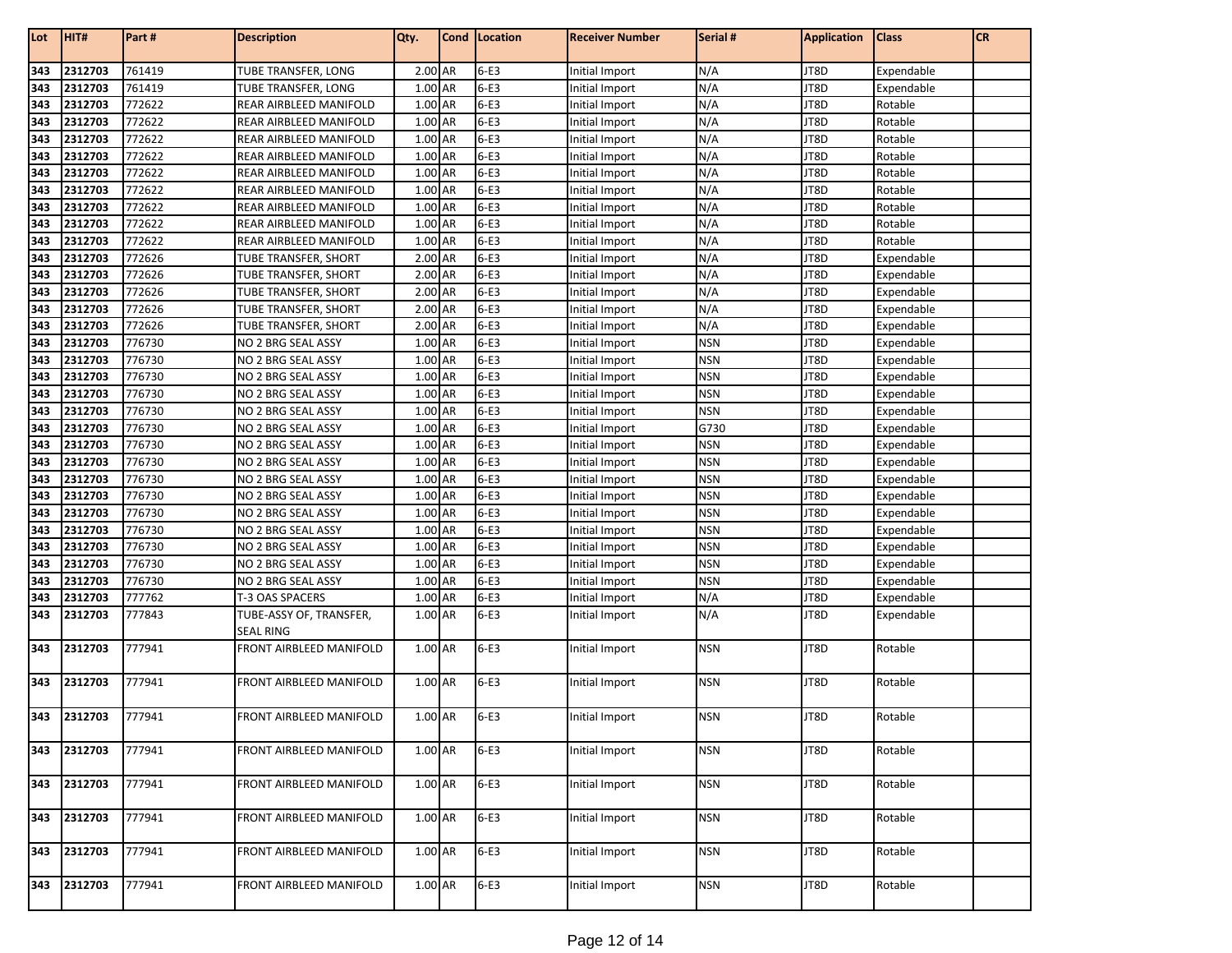| Lot | HIT# | Part # | Description | Qty. | Cond | Location | Receiver Number | Serial # | Application | Class | CR |
|---|---|---|---|---|---|---|---|---|---|---|---|
| 343 | 2312703 | 761419 | TUBE TRANSFER, LONG | 2.00 | AR | 6-E3 | Initial Import | N/A | JT8D | Expendable | |
| 343 | 2312703 | 761419 | TUBE TRANSFER, LONG | 1.00 | AR | 6-E3 | Initial Import | N/A | JT8D | Expendable | |
| 343 | 2312703 | 772622 | REAR AIRBLEED MANIFOLD | 1.00 | AR | 6-E3 | Initial Import | N/A | JT8D | Rotable | |
| 343 | 2312703 | 772622 | REAR AIRBLEED MANIFOLD | 1.00 | AR | 6-E3 | Initial Import | N/A | JT8D | Rotable | |
| 343 | 2312703 | 772622 | REAR AIRBLEED MANIFOLD | 1.00 | AR | 6-E3 | Initial Import | N/A | JT8D | Rotable | |
| 343 | 2312703 | 772622 | REAR AIRBLEED MANIFOLD | 1.00 | AR | 6-E3 | Initial Import | N/A | JT8D | Rotable | |
| 343 | 2312703 | 772622 | REAR AIRBLEED MANIFOLD | 1.00 | AR | 6-E3 | Initial Import | N/A | JT8D | Rotable | |
| 343 | 2312703 | 772622 | REAR AIRBLEED MANIFOLD | 1.00 | AR | 6-E3 | Initial Import | N/A | JT8D | Rotable | |
| 343 | 2312703 | 772622 | REAR AIRBLEED MANIFOLD | 1.00 | AR | 6-E3 | Initial Import | N/A | JT8D | Rotable | |
| 343 | 2312703 | 772622 | REAR AIRBLEED MANIFOLD | 1.00 | AR | 6-E3 | Initial Import | N/A | JT8D | Rotable | |
| 343 | 2312703 | 772622 | REAR AIRBLEED MANIFOLD | 1.00 | AR | 6-E3 | Initial Import | N/A | JT8D | Rotable | |
| 343 | 2312703 | 772626 | TUBE TRANSFER, SHORT | 2.00 | AR | 6-E3 | Initial Import | N/A | JT8D | Expendable | |
| 343 | 2312703 | 772626 | TUBE TRANSFER, SHORT | 2.00 | AR | 6-E3 | Initial Import | N/A | JT8D | Expendable | |
| 343 | 2312703 | 772626 | TUBE TRANSFER, SHORT | 2.00 | AR | 6-E3 | Initial Import | N/A | JT8D | Expendable | |
| 343 | 2312703 | 772626 | TUBE TRANSFER, SHORT | 2.00 | AR | 6-E3 | Initial Import | N/A | JT8D | Expendable | |
| 343 | 2312703 | 772626 | TUBE TRANSFER, SHORT | 2.00 | AR | 6-E3 | Initial Import | N/A | JT8D | Expendable | |
| 343 | 2312703 | 776730 | NO 2 BRG SEAL ASSY | 1.00 | AR | 6-E3 | Initial Import | NSN | JT8D | Expendable | |
| 343 | 2312703 | 776730 | NO 2 BRG SEAL ASSY | 1.00 | AR | 6-E3 | Initial Import | NSN | JT8D | Expendable | |
| 343 | 2312703 | 776730 | NO 2 BRG SEAL ASSY | 1.00 | AR | 6-E3 | Initial Import | NSN | JT8D | Expendable | |
| 343 | 2312703 | 776730 | NO 2 BRG SEAL ASSY | 1.00 | AR | 6-E3 | Initial Import | NSN | JT8D | Expendable | |
| 343 | 2312703 | 776730 | NO 2 BRG SEAL ASSY | 1.00 | AR | 6-E3 | Initial Import | NSN | JT8D | Expendable | |
| 343 | 2312703 | 776730 | NO 2 BRG SEAL ASSY | 1.00 | AR | 6-E3 | Initial Import | G730 | JT8D | Expendable | |
| 343 | 2312703 | 776730 | NO 2 BRG SEAL ASSY | 1.00 | AR | 6-E3 | Initial Import | NSN | JT8D | Expendable | |
| 343 | 2312703 | 776730 | NO 2 BRG SEAL ASSY | 1.00 | AR | 6-E3 | Initial Import | NSN | JT8D | Expendable | |
| 343 | 2312703 | 776730 | NO 2 BRG SEAL ASSY | 1.00 | AR | 6-E3 | Initial Import | NSN | JT8D | Expendable | |
| 343 | 2312703 | 776730 | NO 2 BRG SEAL ASSY | 1.00 | AR | 6-E3 | Initial Import | NSN | JT8D | Expendable | |
| 343 | 2312703 | 776730 | NO 2 BRG SEAL ASSY | 1.00 | AR | 6-E3 | Initial Import | NSN | JT8D | Expendable | |
| 343 | 2312703 | 776730 | NO 2 BRG SEAL ASSY | 1.00 | AR | 6-E3 | Initial Import | NSN | JT8D | Expendable | |
| 343 | 2312703 | 776730 | NO 2 BRG SEAL ASSY | 1.00 | AR | 6-E3 | Initial Import | NSN | JT8D | Expendable | |
| 343 | 2312703 | 776730 | NO 2 BRG SEAL ASSY | 1.00 | AR | 6-E3 | Initial Import | NSN | JT8D | Expendable | |
| 343 | 2312703 | 776730 | NO 2 BRG SEAL ASSY | 1.00 | AR | 6-E3 | Initial Import | NSN | JT8D | Expendable | |
| 343 | 2312703 | 777762 | T-3 OAS SPACERS | 1.00 | AR | 6-E3 | Initial Import | N/A | JT8D | Expendable | |
| 343 | 2312703 | 777843 | TUBE-ASSY OF, TRANSFER, SEAL RING | 1.00 | AR | 6-E3 | Initial Import | N/A | JT8D | Expendable | |
| 343 | 2312703 | 777941 | FRONT AIRBLEED MANIFOLD | 1.00 | AR | 6-E3 | Initial Import | NSN | JT8D | Rotable | |
| 343 | 2312703 | 777941 | FRONT AIRBLEED MANIFOLD | 1.00 | AR | 6-E3 | Initial Import | NSN | JT8D | Rotable | |
| 343 | 2312703 | 777941 | FRONT AIRBLEED MANIFOLD | 1.00 | AR | 6-E3 | Initial Import | NSN | JT8D | Rotable | |
| 343 | 2312703 | 777941 | FRONT AIRBLEED MANIFOLD | 1.00 | AR | 6-E3 | Initial Import | NSN | JT8D | Rotable | |
| 343 | 2312703 | 777941 | FRONT AIRBLEED MANIFOLD | 1.00 | AR | 6-E3 | Initial Import | NSN | JT8D | Rotable | |
| 343 | 2312703 | 777941 | FRONT AIRBLEED MANIFOLD | 1.00 | AR | 6-E3 | Initial Import | NSN | JT8D | Rotable | |
| 343 | 2312703 | 777941 | FRONT AIRBLEED MANIFOLD | 1.00 | AR | 6-E3 | Initial Import | NSN | JT8D | Rotable | |
| 343 | 2312703 | 777941 | FRONT AIRBLEED MANIFOLD | 1.00 | AR | 6-E3 | Initial Import | NSN | JT8D | Rotable | |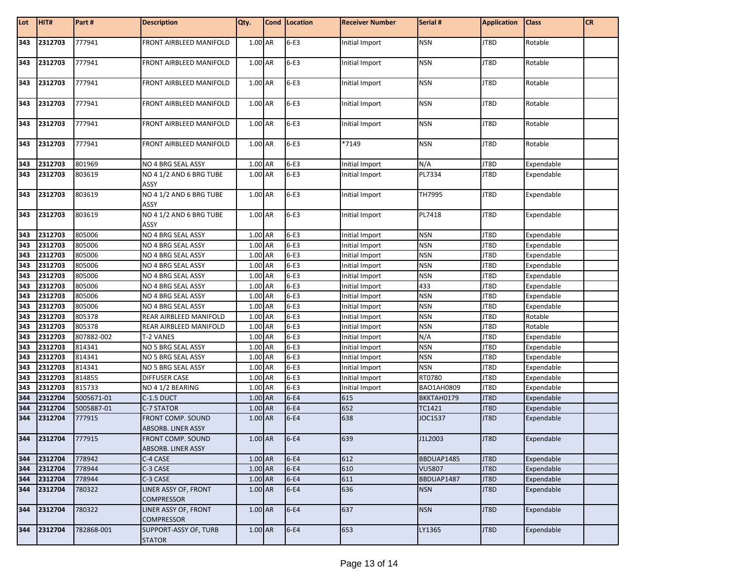| Lot | HIT# | Part # | Description | Qty. | Cond | Location | Receiver Number | Serial # | Application | Class | CR |
|---|---|---|---|---|---|---|---|---|---|---|---|
| 343 | 2312703 | 777941 | FRONT AIRBLEED MANIFOLD | 1.00 | AR | 6-E3 | Initial Import | NSN | JT8D | Rotable | |
| 343 | 2312703 | 777941 | FRONT AIRBLEED MANIFOLD | 1.00 | AR | 6-E3 | Initial Import | NSN | JT8D | Rotable | |
| 343 | 2312703 | 777941 | FRONT AIRBLEED MANIFOLD | 1.00 | AR | 6-E3 | Initial Import | NSN | JT8D | Rotable | |
| 343 | 2312703 | 777941 | FRONT AIRBLEED MANIFOLD | 1.00 | AR | 6-E3 | Initial Import | NSN | JT8D | Rotable | |
| 343 | 2312703 | 777941 | FRONT AIRBLEED MANIFOLD | 1.00 | AR | 6-E3 | Initial Import | NSN | JT8D | Rotable | |
| 343 | 2312703 | 777941 | FRONT AIRBLEED MANIFOLD | 1.00 | AR | 6-E3 | *7149 | NSN | JT8D | Rotable | |
| 343 | 2312703 | 801969 | NO 4 BRG SEAL ASSY | 1.00 | AR | 6-E3 | Initial Import | N/A | JT8D | Expendable | |
| 343 | 2312703 | 803619 | NO 4 1/2 AND 6 BRG TUBE ASSY | 1.00 | AR | 6-E3 | Initial Import | PL7334 | JT8D | Expendable | |
| 343 | 2312703 | 803619 | NO 4 1/2 AND 6 BRG TUBE ASSY | 1.00 | AR | 6-E3 | Initial Import | TH7995 | JT8D | Expendable | |
| 343 | 2312703 | 803619 | NO 4 1/2 AND 6 BRG TUBE ASSY | 1.00 | AR | 6-E3 | Initial Import | PL7418 | JT8D | Expendable | |
| 343 | 2312703 | 805006 | NO 4 BRG SEAL ASSY | 1.00 | AR | 6-E3 | Initial Import | NSN | JT8D | Expendable | |
| 343 | 2312703 | 805006 | NO 4 BRG SEAL ASSY | 1.00 | AR | 6-E3 | Initial Import | NSN | JT8D | Expendable | |
| 343 | 2312703 | 805006 | NO 4 BRG SEAL ASSY | 1.00 | AR | 6-E3 | Initial Import | NSN | JT8D | Expendable | |
| 343 | 2312703 | 805006 | NO 4 BRG SEAL ASSY | 1.00 | AR | 6-E3 | Initial Import | NSN | JT8D | Expendable | |
| 343 | 2312703 | 805006 | NO 4 BRG SEAL ASSY | 1.00 | AR | 6-E3 | Initial Import | NSN | JT8D | Expendable | |
| 343 | 2312703 | 805006 | NO 4 BRG SEAL ASSY | 1.00 | AR | 6-E3 | Initial Import | 433 | JT8D | Expendable | |
| 343 | 2312703 | 805006 | NO 4 BRG SEAL ASSY | 1.00 | AR | 6-E3 | Initial Import | NSN | JT8D | Expendable | |
| 343 | 2312703 | 805006 | NO 4 BRG SEAL ASSY | 1.00 | AR | 6-E3 | Initial Import | NSN | JT8D | Expendable | |
| 343 | 2312703 | 805378 | REAR AIRBLEED MANIFOLD | 1.00 | AR | 6-E3 | Initial Import | NSN | JT8D | Rotable | |
| 343 | 2312703 | 805378 | REAR AIRBLEED MANIFOLD | 1.00 | AR | 6-E3 | Initial Import | NSN | JT8D | Rotable | |
| 343 | 2312703 | 807882-002 | T-2 VANES | 1.00 | AR | 6-E3 | Initial Import | N/A | JT8D | Expendable | |
| 343 | 2312703 | 814341 | NO 5 BRG SEAL ASSY | 1.00 | AR | 6-E3 | Initial Import | NSN | JT8D | Expendable | |
| 343 | 2312703 | 814341 | NO 5 BRG SEAL ASSY | 1.00 | AR | 6-E3 | Initial Import | NSN | JT8D | Expendable | |
| 343 | 2312703 | 814341 | NO 5 BRG SEAL ASSY | 1.00 | AR | 6-E3 | Initial Import | NSN | JT8D | Expendable | |
| 343 | 2312703 | 814855 | DIFFUSER CASE | 1.00 | AR | 6-E3 | Initial Import | RT0780 | JT8D | Expendable | |
| 343 | 2312703 | 815733 | NO 4 1/2 BEARING | 1.00 | AR | 6-E3 | Initial Import | BAO1AH0809 | JT8D | Expendable | |
| 344 | 2312704 | 5005671-01 | C-1.5 DUCT | 1.00 | AR | 6-E4 | 615 | BKKTAH0179 | JT8D | Expendable | |
| 344 | 2312704 | 5005887-01 | C-7 STATOR | 1.00 | AR | 6-E4 | 652 | TC1421 | JT8D | Expendable | |
| 344 | 2312704 | 777915 | FRONT COMP. SOUND ABSORB. LINER ASSY | 1.00 | AR | 6-E4 | 638 | JOC1537 | JT8D | Expendable | |
| 344 | 2312704 | 777915 | FRONT COMP. SOUND ABSORB. LINER ASSY | 1.00 | AR | 6-E4 | 639 | J1L2003 | JT8D | Expendable | |
| 344 | 2312704 | 778942 | C-4 CASE | 1.00 | AR | 6-E4 | 612 | BBDUAP1485 | JT8D | Expendable | |
| 344 | 2312704 | 778944 | C-3 CASE | 1.00 | AR | 6-E4 | 610 | VU5807 | JT8D | Expendable | |
| 344 | 2312704 | 778944 | C-3 CASE | 1.00 | AR | 6-E4 | 611 | BBDUAP1487 | JT8D | Expendable | |
| 344 | 2312704 | 780322 | LINER ASSY OF, FRONT COMPRESSOR | 1.00 | AR | 6-E4 | 636 | NSN | JT8D | Expendable | |
| 344 | 2312704 | 780322 | LINER ASSY OF, FRONT COMPRESSOR | 1.00 | AR | 6-E4 | 637 | NSN | JT8D | Expendable | |
| 344 | 2312704 | 782868-001 | SUPPORT-ASSY OF, TURB STATOR | 1.00 | AR | 6-E4 | 653 | LY1365 | JT8D | Expendable | |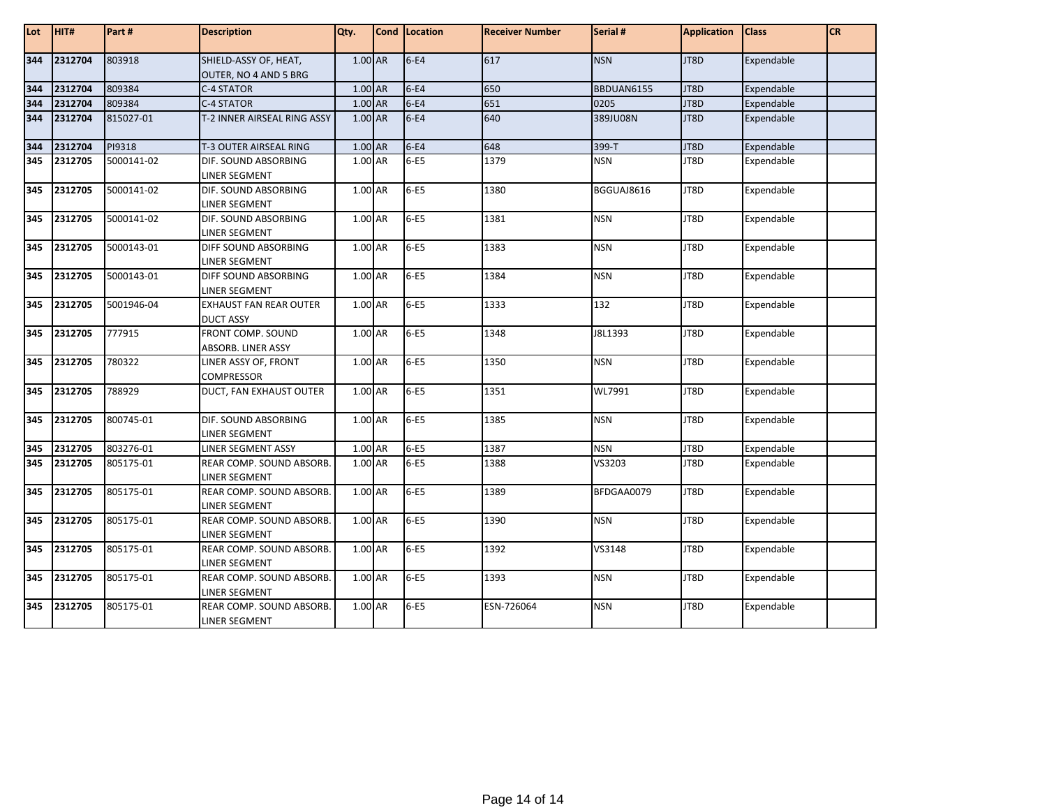| Lot | HIT# | Part # | Description | Qty. | Cond | Location | Receiver Number | Serial # | Application | Class | CR |
|---|---|---|---|---|---|---|---|---|---|---|---|
| 344 | 2312704 | 803918 | SHIELD-ASSY OF, HEAT, OUTER, NO 4 AND 5 BRG | 1.00 | AR | 6-E4 | 617 | NSN | JT8D | Expendable | |
| 344 | 2312704 | 809384 | C-4 STATOR | 1.00 | AR | 6-E4 | 650 | BBDUAN6155 | JT8D | Expendable | |
| 344 | 2312704 | 809384 | C-4 STATOR | 1.00 | AR | 6-E4 | 651 | 0205 | JT8D | Expendable | |
| 344 | 2312704 | 815027-01 | T-2 INNER AIRSEAL RING ASSY | 1.00 | AR | 6-E4 | 640 | 389JU08N | JT8D | Expendable | |
| 344 | 2312704 | PI9318 | T-3 OUTER AIRSEAL RING | 1.00 | AR | 6-E4 | 648 | 399-T | JT8D | Expendable | |
| 345 | 2312705 | 5000141-02 | DIF. SOUND ABSORBING LINER SEGMENT | 1.00 | AR | 6-E5 | 1379 | NSN | JT8D | Expendable | |
| 345 | 2312705 | 5000141-02 | DIF. SOUND ABSORBING LINER SEGMENT | 1.00 | AR | 6-E5 | 1380 | BGGUAJ8616 | JT8D | Expendable | |
| 345 | 2312705 | 5000141-02 | DIF. SOUND ABSORBING LINER SEGMENT | 1.00 | AR | 6-E5 | 1381 | NSN | JT8D | Expendable | |
| 345 | 2312705 | 5000143-01 | DIFF SOUND ABSORBING LINER SEGMENT | 1.00 | AR | 6-E5 | 1383 | NSN | JT8D | Expendable | |
| 345 | 2312705 | 5000143-01 | DIFF SOUND ABSORBING LINER SEGMENT | 1.00 | AR | 6-E5 | 1384 | NSN | JT8D | Expendable | |
| 345 | 2312705 | 5001946-04 | EXHAUST FAN REAR OUTER DUCT ASSY | 1.00 | AR | 6-E5 | 1333 | 132 | JT8D | Expendable | |
| 345 | 2312705 | 777915 | FRONT COMP. SOUND ABSORB. LINER ASSY | 1.00 | AR | 6-E5 | 1348 | J8L1393 | JT8D | Expendable | |
| 345 | 2312705 | 780322 | LINER ASSY OF, FRONT COMPRESSOR | 1.00 | AR | 6-E5 | 1350 | NSN | JT8D | Expendable | |
| 345 | 2312705 | 788929 | DUCT, FAN EXHAUST OUTER | 1.00 | AR | 6-E5 | 1351 | WL7991 | JT8D | Expendable | |
| 345 | 2312705 | 800745-01 | DIF. SOUND ABSORBING LINER SEGMENT | 1.00 | AR | 6-E5 | 1385 | NSN | JT8D | Expendable | |
| 345 | 2312705 | 803276-01 | LINER SEGMENT ASSY | 1.00 | AR | 6-E5 | 1387 | NSN | JT8D | Expendable | |
| 345 | 2312705 | 805175-01 | REAR COMP. SOUND ABSORB. LINER SEGMENT | 1.00 | AR | 6-E5 | 1388 | VS3203 | JT8D | Expendable | |
| 345 | 2312705 | 805175-01 | REAR COMP. SOUND ABSORB. LINER SEGMENT | 1.00 | AR | 6-E5 | 1389 | BFDGAA0079 | JT8D | Expendable | |
| 345 | 2312705 | 805175-01 | REAR COMP. SOUND ABSORB. LINER SEGMENT | 1.00 | AR | 6-E5 | 1390 | NSN | JT8D | Expendable | |
| 345 | 2312705 | 805175-01 | REAR COMP. SOUND ABSORB. LINER SEGMENT | 1.00 | AR | 6-E5 | 1392 | VS3148 | JT8D | Expendable | |
| 345 | 2312705 | 805175-01 | REAR COMP. SOUND ABSORB. LINER SEGMENT | 1.00 | AR | 6-E5 | 1393 | NSN | JT8D | Expendable | |
| 345 | 2312705 | 805175-01 | REAR COMP. SOUND ABSORB. LINER SEGMENT | 1.00 | AR | 6-E5 | ESN-726064 | NSN | JT8D | Expendable | |